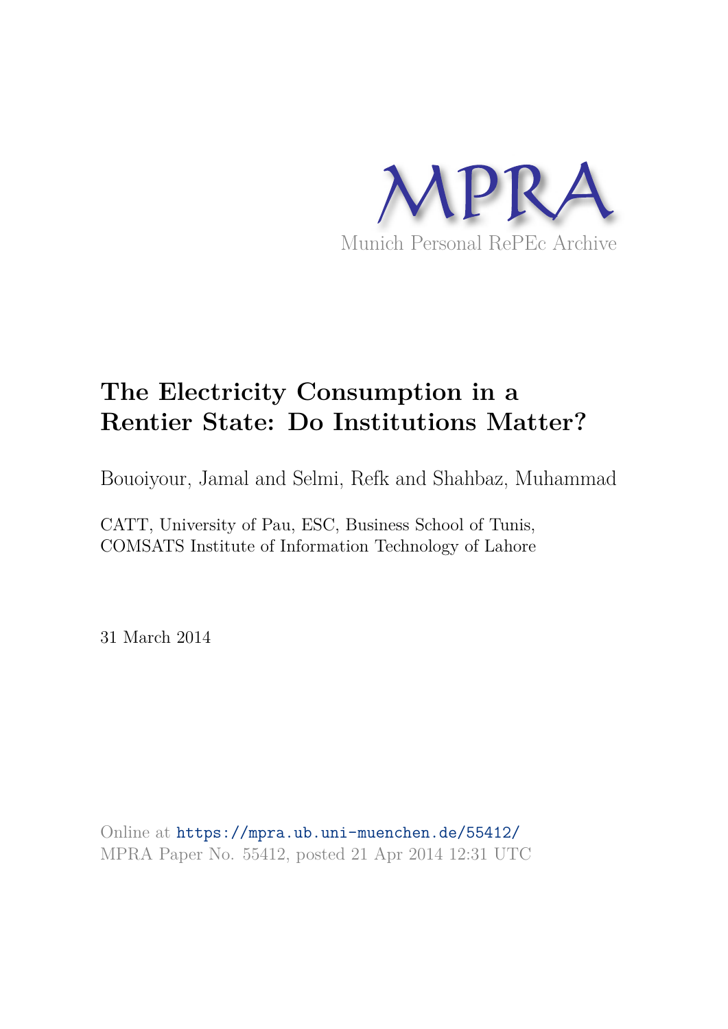MPRA

Munich Personal RePEc Archive

# The Electricity Consumption in a Rentier State: Do Institutions Matter?

Bouoiyour, Jamal and Selmi, Refk and Shahbaz, Muhammad

CATT, University of Pau, ESC, Business School of Tunis, COMSATS Institute of Information Technology of Lahore

31 March 2014

Online at https://mpra.ub.uni-muenchen.de/55412/
MPRA Paper No. 55412, posted 21 Apr 2014 12:31 UTC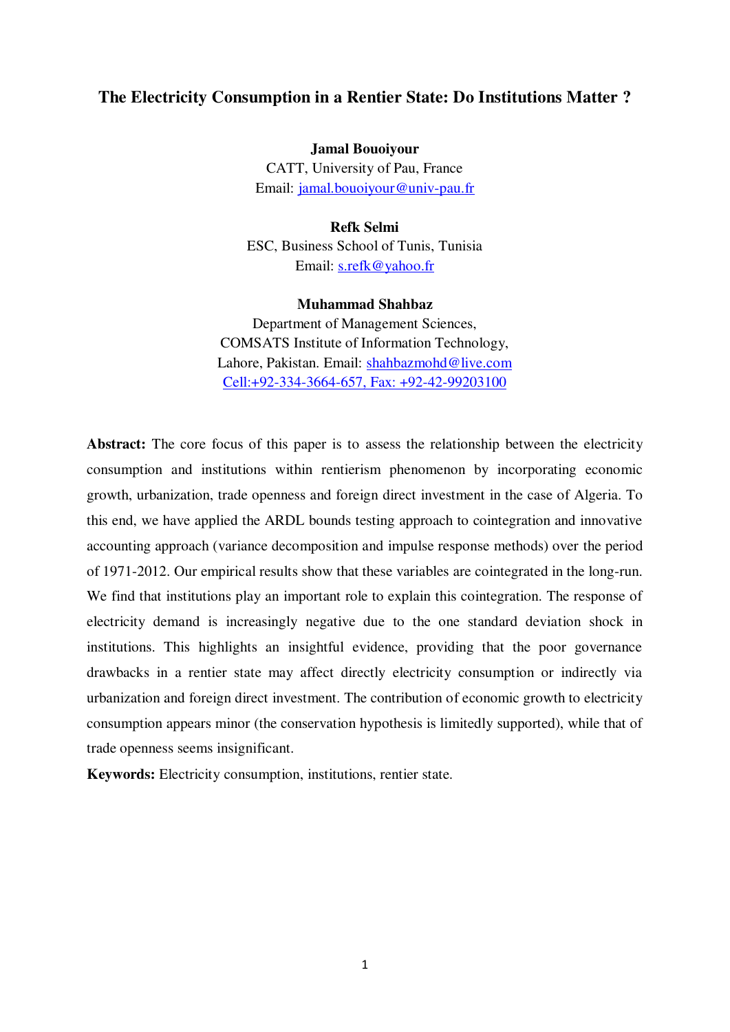# The Electricity Consumption in a Rentier State: Do Institutions Matter ?

**Jamal Bouoiyour**
CATT, University of Pau, France
Email: jamal.bouoiyour@univ-pau.fr

**Refk Selmi**
ESC, Business School of Tunis, Tunisia
Email: s.refk@yahoo.fr

**Muhammad Shahbaz**
Department of Management Sciences,
COMSATS Institute of Information Technology,
Lahore, Pakistan. Email: shahbazmohd@live.com
Cell:+92-334-3664-657, Fax: +92-42-99203100

**Abstract:** The core focus of this paper is to assess the relationship between the electricity consumption and institutions within rentierism phenomenon by incorporating economic growth, urbanization, trade openness and foreign direct investment in the case of Algeria. To this end, we have applied the ARDL bounds testing approach to cointegration and innovative accounting approach (variance decomposition and impulse response methods) over the period of 1971-2012. Our empirical results show that these variables are cointegrated in the long-run. We find that institutions play an important role to explain this cointegration. The response of electricity demand is increasingly negative due to the one standard deviation shock in institutions. This highlights an insightful evidence, providing that the poor governance drawbacks in a rentier state may affect directly electricity consumption or indirectly via urbanization and foreign direct investment. The contribution of economic growth to electricity consumption appears minor (the conservation hypothesis is limitedly supported), while that of trade openness seems insignificant.

**Keywords:** Electricity consumption, institutions, rentier state.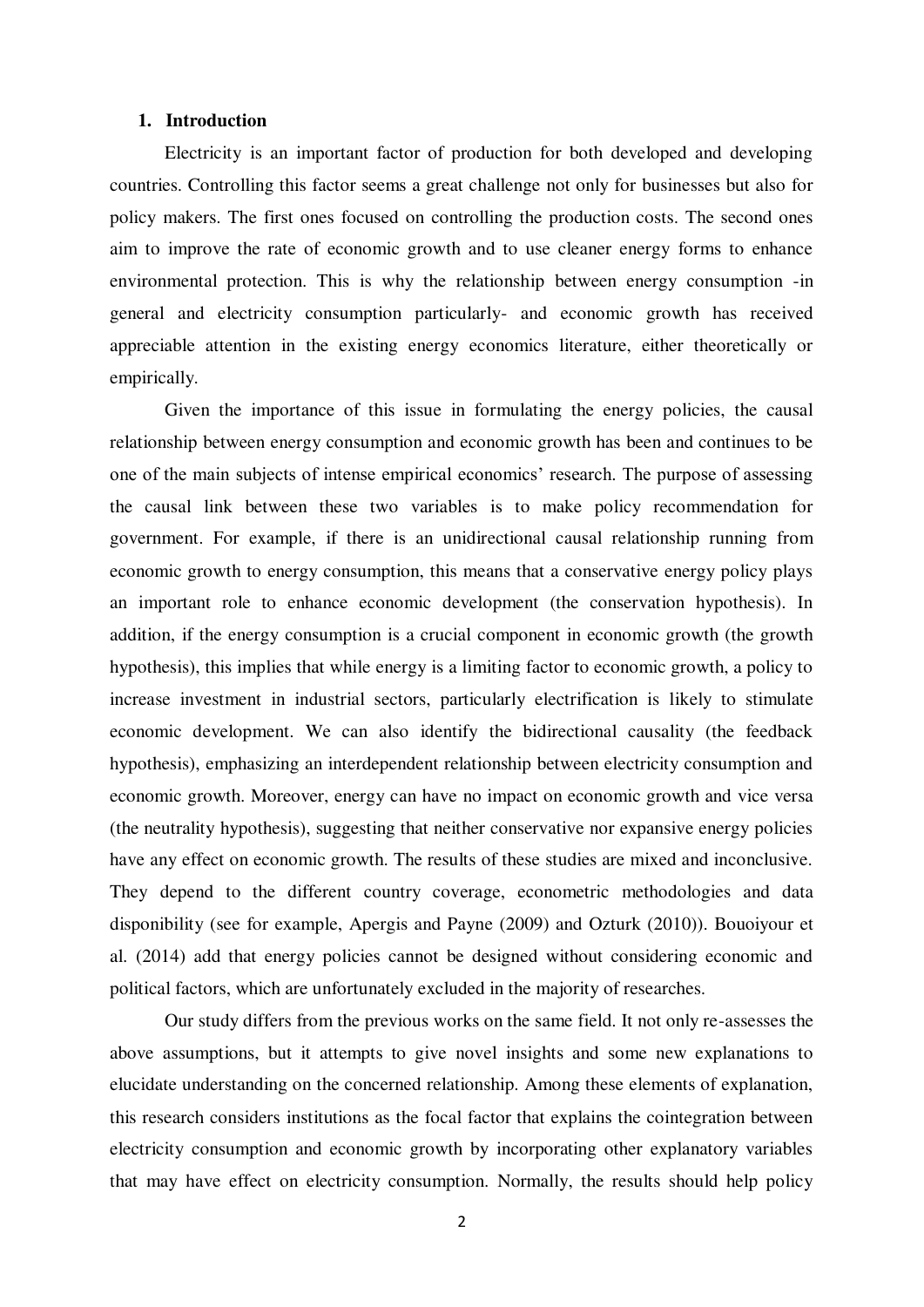## 1. Introduction

Electricity is an important factor of production for both developed and developing countries. Controlling this factor seems a great challenge not only for businesses but also for policy makers. The first ones focused on controlling the production costs. The second ones aim to improve the rate of economic growth and to use cleaner energy forms to enhance environmental protection. This is why the relationship between energy consumption -in general and electricity consumption particularly- and economic growth has received appreciable attention in the existing energy economics literature, either theoretically or empirically.

Given the importance of this issue in formulating the energy policies, the causal relationship between energy consumption and economic growth has been and continues to be one of the main subjects of intense empirical economics' research. The purpose of assessing the causal link between these two variables is to make policy recommendation for government. For example, if there is an unidirectional causal relationship running from economic growth to energy consumption, this means that a conservative energy policy plays an important role to enhance economic development (the conservation hypothesis). In addition, if the energy consumption is a crucial component in economic growth (the growth hypothesis), this implies that while energy is a limiting factor to economic growth, a policy to increase investment in industrial sectors, particularly electrification is likely to stimulate economic development. We can also identify the bidirectional causality (the feedback hypothesis), emphasizing an interdependent relationship between electricity consumption and economic growth. Moreover, energy can have no impact on economic growth and vice versa (the neutrality hypothesis), suggesting that neither conservative nor expansive energy policies have any effect on economic growth. The results of these studies are mixed and inconclusive. They depend to the different country coverage, econometric methodologies and data disponibility (see for example, Apergis and Payne (2009) and Ozturk (2010)). Bouoiyour et al. (2014) add that energy policies cannot be designed without considering economic and political factors, which are unfortunately excluded in the majority of researches.

Our study differs from the previous works on the same field. It not only re-assesses the above assumptions, but it attempts to give novel insights and some new explanations to elucidate understanding on the concerned relationship. Among these elements of explanation, this research considers institutions as the focal factor that explains the cointegration between electricity consumption and economic growth by incorporating other explanatory variables that may have effect on electricity consumption. Normally, the results should help policy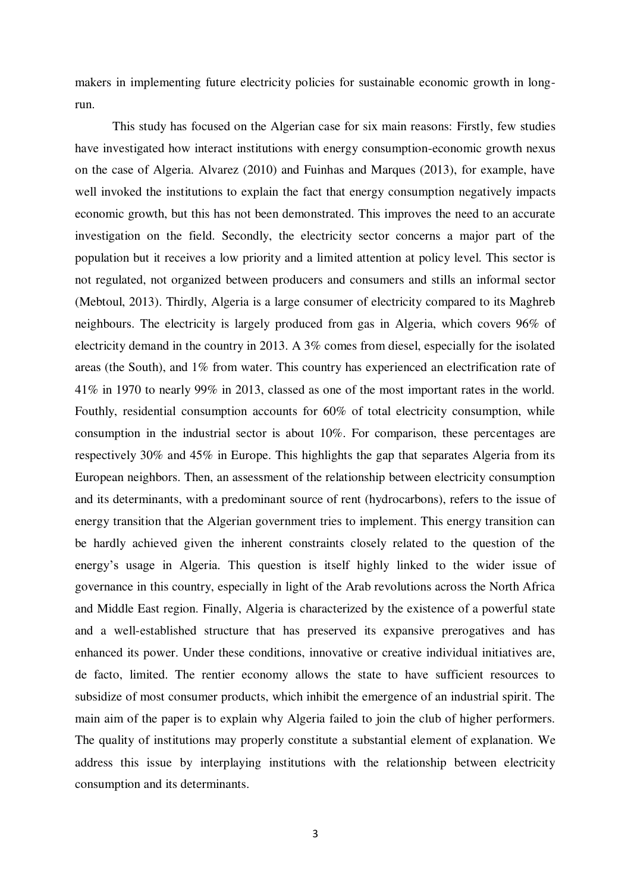makers in implementing future electricity policies for sustainable economic growth in long-run.

This study has focused on the Algerian case for six main reasons: Firstly, few studies have investigated how interact institutions with energy consumption-economic growth nexus on the case of Algeria. Alvarez (2010) and Fuinhas and Marques (2013), for example, have well invoked the institutions to explain the fact that energy consumption negatively impacts economic growth, but this has not been demonstrated. This improves the need to an accurate investigation on the field. Secondly, the electricity sector concerns a major part of the population but it receives a low priority and a limited attention at policy level. This sector is not regulated, not organized between producers and consumers and stills an informal sector (Mebtoul, 2013). Thirdly, Algeria is a large consumer of electricity compared to its Maghreb neighbours. The electricity is largely produced from gas in Algeria, which covers 96% of electricity demand in the country in 2013. A 3% comes from diesel, especially for the isolated areas (the South), and 1% from water. This country has experienced an electrification rate of 41% in 1970 to nearly 99% in 2013, classed as one of the most important rates in the world. Fouthly, residential consumption accounts for 60% of total electricity consumption, while consumption in the industrial sector is about 10%. For comparison, these percentages are respectively 30% and 45% in Europe. This highlights the gap that separates Algeria from its European neighbors. Then, an assessment of the relationship between electricity consumption and its determinants, with a predominant source of rent (hydrocarbons), refers to the issue of energy transition that the Algerian government tries to implement. This energy transition can be hardly achieved given the inherent constraints closely related to the question of the energy's usage in Algeria. This question is itself highly linked to the wider issue of governance in this country, especially in light of the Arab revolutions across the North Africa and Middle East region. Finally, Algeria is characterized by the existence of a powerful state and a well-established structure that has preserved its expansive prerogatives and has enhanced its power. Under these conditions, innovative or creative individual initiatives are, de facto, limited. The rentier economy allows the state to have sufficient resources to subsidize of most consumer products, which inhibit the emergence of an industrial spirit. The main aim of the paper is to explain why Algeria failed to join the club of higher performers. The quality of institutions may properly constitute a substantial element of explanation. We address this issue by interplaying institutions with the relationship between electricity consumption and its determinants.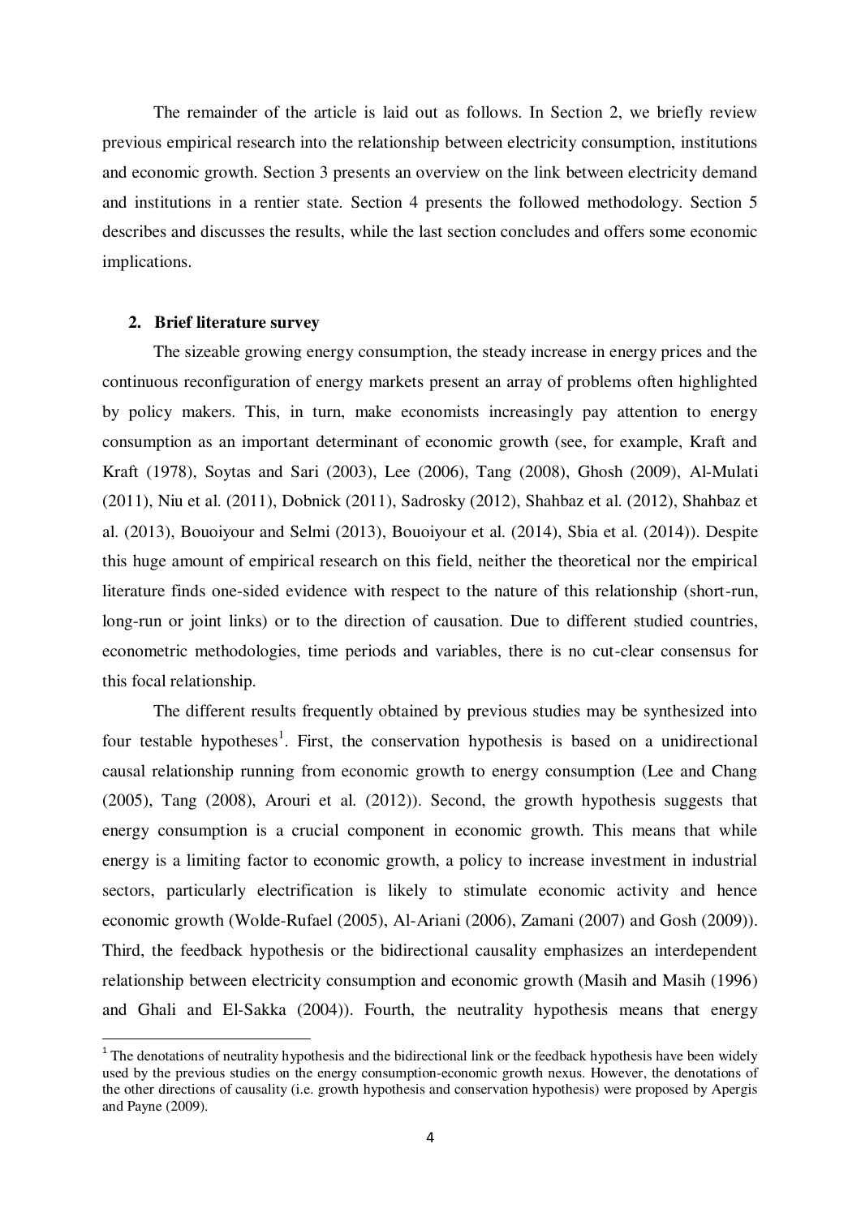The remainder of the article is laid out as follows. In Section 2, we briefly review previous empirical research into the relationship between electricity consumption, institutions and economic growth. Section 3 presents an overview on the link between electricity demand and institutions in a rentier state. Section 4 presents the followed methodology. Section 5 describes and discusses the results, while the last section concludes and offers some economic implications.

## 2. Brief literature survey

The sizeable growing energy consumption, the steady increase in energy prices and the continuous reconfiguration of energy markets present an array of problems often highlighted by policy makers. This, in turn, make economists increasingly pay attention to energy consumption as an important determinant of economic growth (see, for example, Kraft and Kraft (1978), Soytas and Sari (2003), Lee (2006), Tang (2008), Ghosh (2009), Al-Mulati (2011), Niu et al. (2011), Dobnick (2011), Sadrosky (2012), Shahbaz et al. (2012), Shahbaz et al. (2013), Bouoiyour and Selmi (2013), Bouoiyour et al. (2014), Sbia et al. (2014)). Despite this huge amount of empirical research on this field, neither the theoretical nor the empirical literature finds one-sided evidence with respect to the nature of this relationship (short-run, long-run or joint links) or to the direction of causation. Due to different studied countries, econometric methodologies, time periods and variables, there is no cut-clear consensus for this focal relationship.

The different results frequently obtained by previous studies may be synthesized into four testable hypotheses[1]. First, the conservation hypothesis is based on a unidirectional causal relationship running from economic growth to energy consumption (Lee and Chang (2005), Tang (2008), Arouri et al. (2012)). Second, the growth hypothesis suggests that energy consumption is a crucial component in economic growth. This means that while energy is a limiting factor to economic growth, a policy to increase investment in industrial sectors, particularly electrification is likely to stimulate economic activity and hence economic growth (Wolde-Rufael (2005), Al-Ariani (2006), Zamani (2007) and Gosh (2009)). Third, the feedback hypothesis or the bidirectional causality emphasizes an interdependent relationship between electricity consumption and economic growth (Masih and Masih (1996) and Ghali and El-Sakka (2004)). Fourth, the neutrality hypothesis means that energy

[1] The denotations of neutrality hypothesis and the bidirectional link or the feedback hypothesis have been widely used by the previous studies on the energy consumption-economic growth nexus. However, the denotations of the other directions of causality (i.e. growth hypothesis and conservation hypothesis) were proposed by Apergis and Payne (2009).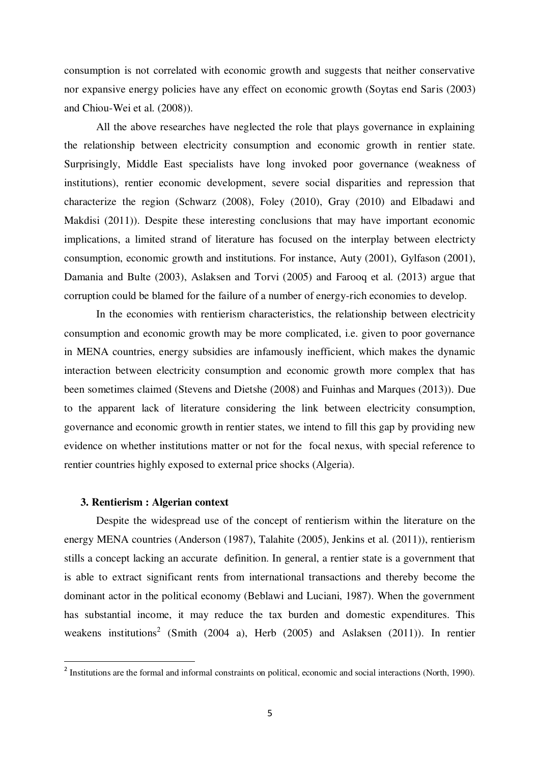consumption is not correlated with economic growth and suggests that neither conservative nor expansive energy policies have any effect on economic growth (Soytas end Saris (2003) and Chiou-Wei et al. (2008)).

All the above researches have neglected the role that plays governance in explaining the relationship between electricity consumption and economic growth in rentier state. Surprisingly, Middle East specialists have long invoked poor governance (weakness of institutions), rentier economic development, severe social disparities and repression that characterize the region (Schwarz (2008), Foley (2010), Gray (2010) and Elbadawi and Makdisi (2011)). Despite these interesting conclusions that may have important economic implications, a limited strand of literature has focused on the interplay between electricty consumption, economic growth and institutions. For instance, Auty (2001), Gylfason (2001), Damania and Bulte (2003), Aslaksen and Torvi (2005) and Farooq et al. (2013) argue that corruption could be blamed for the failure of a number of energy-rich economies to develop.

In the economies with rentierism characteristics, the relationship between electricity consumption and economic growth may be more complicated, i.e. given to poor governance in MENA countries, energy subsidies are infamously inefficient, which makes the dynamic interaction between electricity consumption and economic growth more complex that has been sometimes claimed (Stevens and Dietshe (2008) and Fuinhas and Marques (2013)). Due to the apparent lack of literature considering the link between electricity consumption, governance and economic growth in rentier states, we intend to fill this gap by providing new evidence on whether institutions matter or not for the focal nexus, with special reference to rentier countries highly exposed to external price shocks (Algeria).

### 3. Rentierism : Algerian context

Despite the widespread use of the concept of rentierism within the literature on the energy MENA countries (Anderson (1987), Talahite (2005), Jenkins et al. (2011)), rentierism stills a concept lacking an accurate definition. In general, a rentier state is a government that is able to extract significant rents from international transactions and thereby become the dominant actor in the political economy (Beblawi and Luciani, 1987). When the government has substantial income, it may reduce the tax burden and domestic expenditures. This weakens institutions[2] (Smith (2004 a), Herb (2005) and Aslaksen (2011)). In rentier

[2] Institutions are the formal and informal constraints on political, economic and social interactions (North, 1990).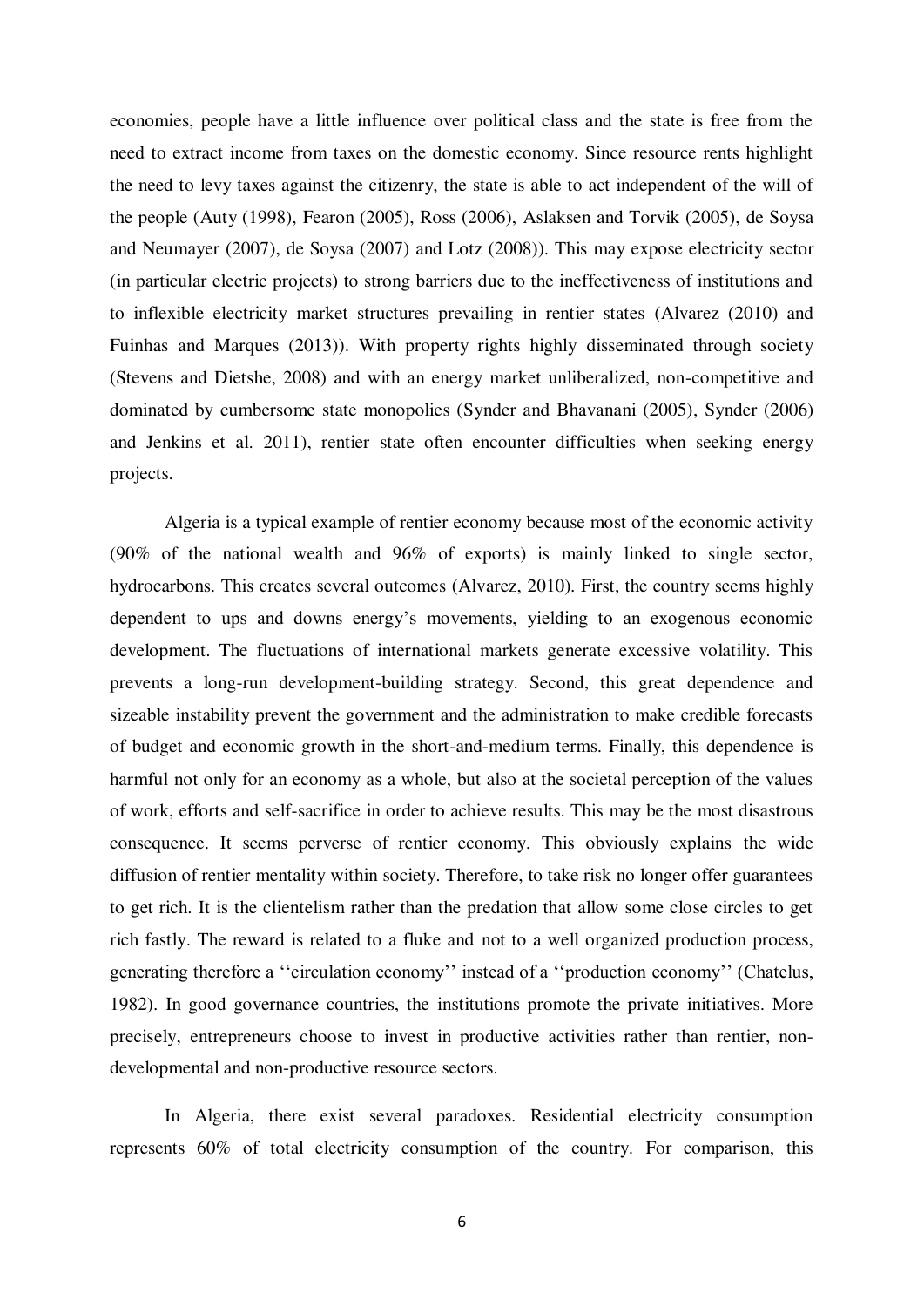economies, people have a little influence over political class and the state is free from the need to extract income from taxes on the domestic economy. Since resource rents highlight the need to levy taxes against the citizenry, the state is able to act independent of the will of the people (Auty (1998), Fearon (2005), Ross (2006), Aslaksen and Torvik (2005), de Soysa and Neumayer (2007), de Soysa (2007) and Lotz (2008)). This may expose electricity sector (in particular electric projects) to strong barriers due to the ineffectiveness of institutions and to inflexible electricity market structures prevailing in rentier states (Alvarez (2010) and Fuinhas and Marques (2013)). With property rights highly disseminated through society (Stevens and Dietshe, 2008) and with an energy market unliberalized, non-competitive and dominated by cumbersome state monopolies (Synder and Bhavanani (2005), Synder (2006) and Jenkins et al. 2011), rentier state often encounter difficulties when seeking energy projects.

Algeria is a typical example of rentier economy because most of the economic activity (90% of the national wealth and 96% of exports) is mainly linked to single sector, hydrocarbons. This creates several outcomes (Alvarez, 2010). First, the country seems highly dependent to ups and downs energy's movements, yielding to an exogenous economic development. The fluctuations of international markets generate excessive volatility. This prevents a long-run development-building strategy. Second, this great dependence and sizeable instability prevent the government and the administration to make credible forecasts of budget and economic growth in the short-and-medium terms. Finally, this dependence is harmful not only for an economy as a whole, but also at the societal perception of the values of work, efforts and self-sacrifice in order to achieve results. This may be the most disastrous consequence. It seems perverse of rentier economy. This obviously explains the wide diffusion of rentier mentality within society. Therefore, to take risk no longer offer guarantees to get rich. It is the clientelism rather than the predation that allow some close circles to get rich fastly. The reward is related to a fluke and not to a well organized production process, generating therefore a ''circulation economy'' instead of a ''production economy'' (Chatelus, 1982). In good governance countries, the institutions promote the private initiatives. More precisely, entrepreneurs choose to invest in productive activities rather than rentier, non-developmental and non-productive resource sectors.

In Algeria, there exist several paradoxes. Residential electricity consumption represents 60% of total electricity consumption of the country. For comparison, this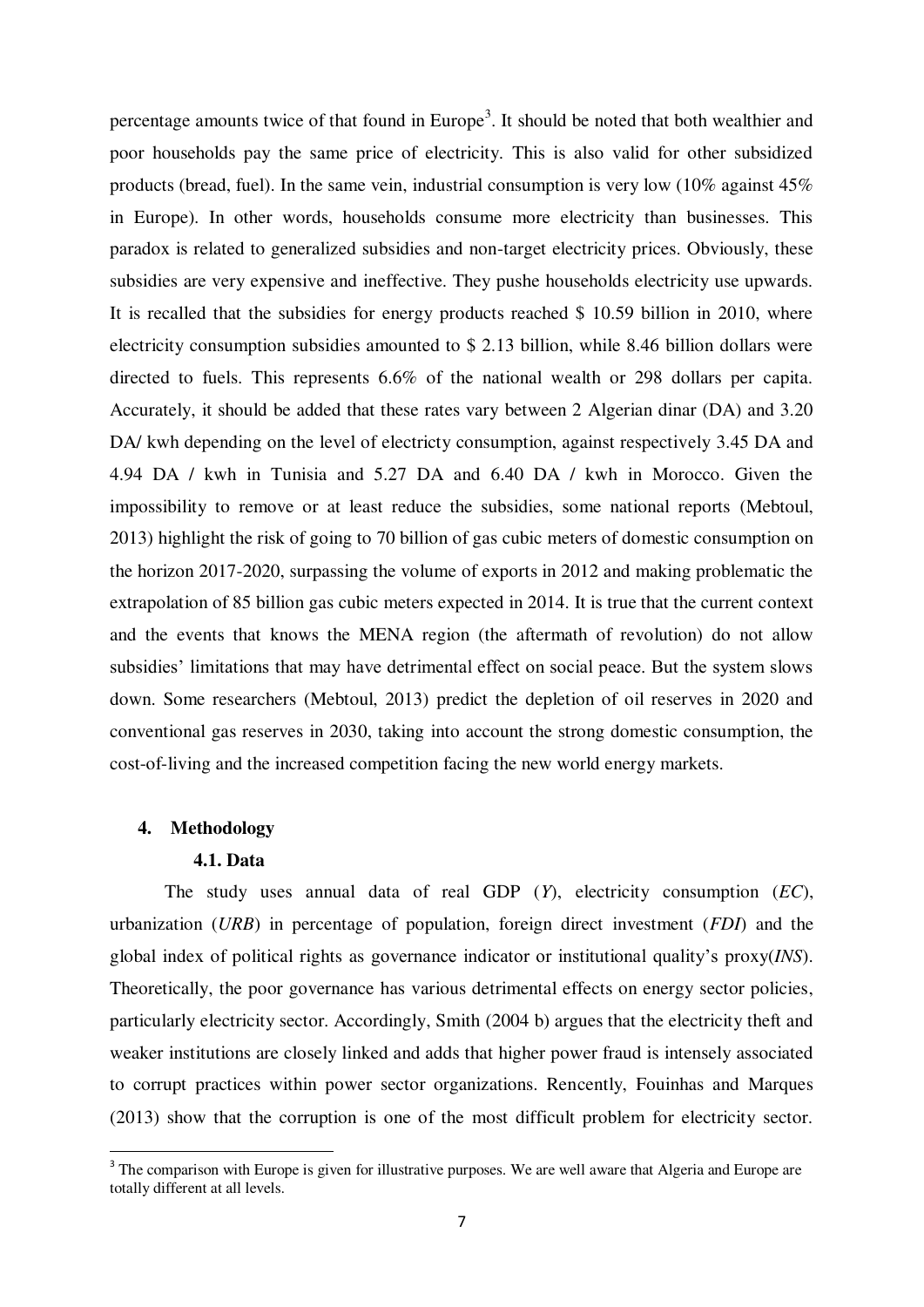percentage amounts twice of that found in Europe[3]. It should be noted that both wealthier and poor households pay the same price of electricity. This is also valid for other subsidized products (bread, fuel). In the same vein, industrial consumption is very low (10% against 45% in Europe). In other words, households consume more electricity than businesses. This paradox is related to generalized subsidies and non-target electricity prices. Obviously, these subsidies are very expensive and ineffective. They pushe households electricity use upwards. It is recalled that the subsidies for energy products reached $ 10.59 billion in 2010, where electricity consumption subsidies amounted to $ 2.13 billion, while 8.46 billion dollars were directed to fuels. This represents 6.6% of the national wealth or 298 dollars per capita. Accurately, it should be added that these rates vary between 2 Algerian dinar (DA) and 3.20 DA/ kwh depending on the level of electricty consumption, against respectively 3.45 DA and 4.94 DA / kwh in Tunisia and 5.27 DA and 6.40 DA / kwh in Morocco. Given the impossibility to remove or at least reduce the subsidies, some national reports (Mebtoul, 2013) highlight the risk of going to 70 billion of gas cubic meters of domestic consumption on the horizon 2017-2020, surpassing the volume of exports in 2012 and making problematic the extrapolation of 85 billion gas cubic meters expected in 2014. It is true that the current context and the events that knows the MENA region (the aftermath of revolution) do not allow subsidies' limitations that may have detrimental effect on social peace. But the system slows down. Some researchers (Mebtoul, 2013) predict the depletion of oil reserves in 2020 and conventional gas reserves in 2030, taking into account the strong domestic consumption, the cost-of-living and the increased competition facing the new world energy markets.

## 4. Methodology

### 4.1. Data

The study uses annual data of real GDP (*Y*), electricity consumption (*EC*), urbanization (*URB*) in percentage of population, foreign direct investment (*FDI*) and the global index of political rights as governance indicator or institutional quality's proxy(*INS*). Theoretically, the poor governance has various detrimental effects on energy sector policies, particularly electricity sector. Accordingly, Smith (2004 b) argues that the electricity theft and weaker institutions are closely linked and adds that higher power fraud is intensely associated to corrupt practices within power sector organizations. Rencently, Fouinhas and Marques (2013) show that the corruption is one of the most difficult problem for electricity sector.

[3] The comparison with Europe is given for illustrative purposes. We are well aware that Algeria and Europe are totally different at all levels.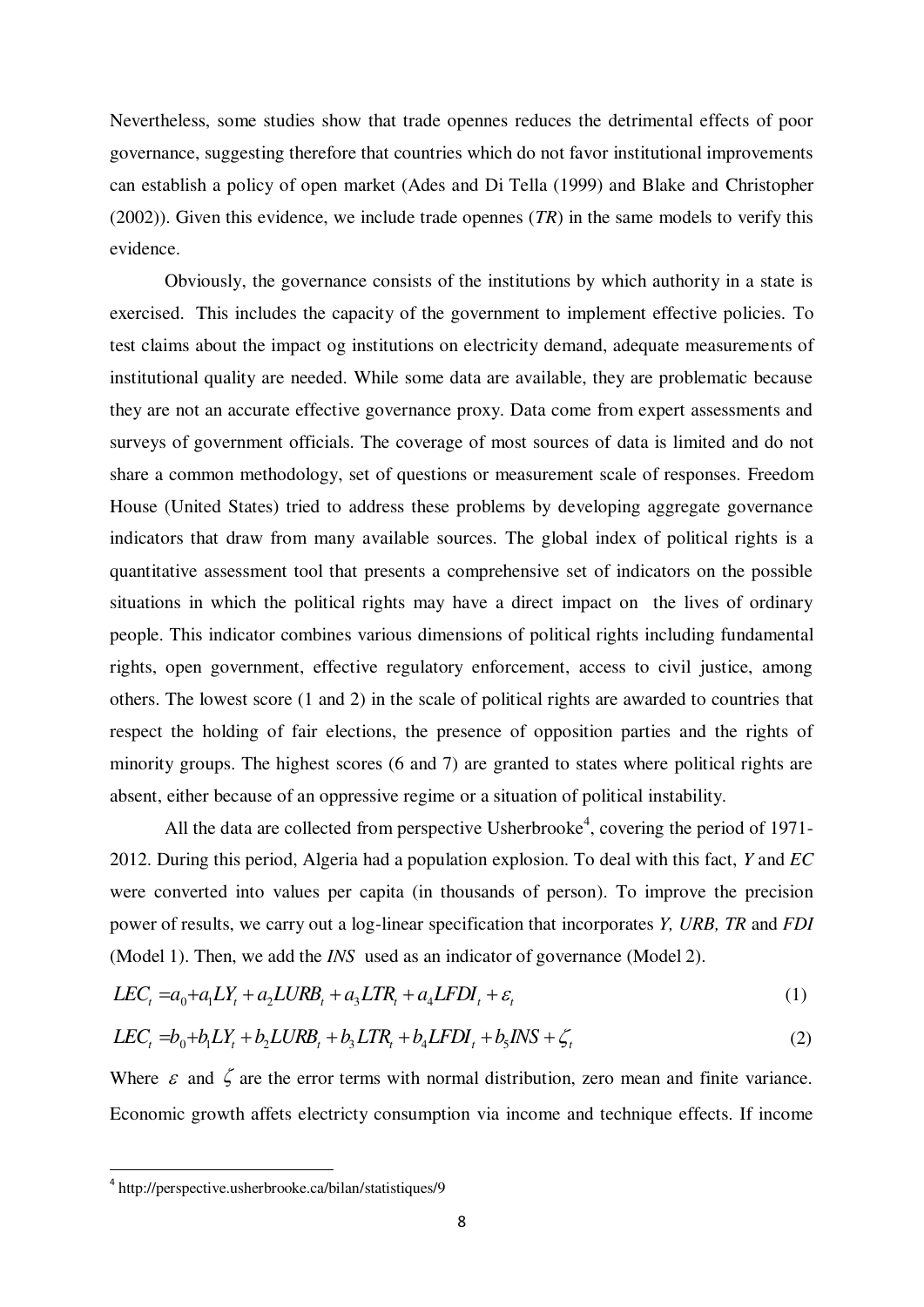Nevertheless, some studies show that trade opennes reduces the detrimental effects of poor governance, suggesting therefore that countries which do not favor institutional improvements can establish a policy of open market (Ades and Di Tella (1999) and Blake and Christopher (2002)). Given this evidence, we include trade opennes (*TR*) in the same models to verify this evidence.

Obviously, the governance consists of the institutions by which authority in a state is exercised. This includes the capacity of the government to implement effective policies. To test claims about the impact og institutions on electricity demand, adequate measurements of institutional quality are needed. While some data are available, they are problematic because they are not an accurate effective governance proxy. Data come from expert assessments and surveys of government officials. The coverage of most sources of data is limited and do not share a common methodology, set of questions or measurement scale of responses. Freedom House (United States) tried to address these problems by developing aggregate governance indicators that draw from many available sources. The global index of political rights is a quantitative assessment tool that presents a comprehensive set of indicators on the possible situations in which the political rights may have a direct impact on the lives of ordinary people. This indicator combines various dimensions of political rights including fundamental rights, open government, effective regulatory enforcement, access to civil justice, among others. The lowest score (1 and 2) in the scale of political rights are awarded to countries that respect the holding of fair elections, the presence of opposition parties and the rights of minority groups. The highest scores (6 and 7) are granted to states where political rights are absent, either because of an oppressive regime or a situation of political instability.

All the data are collected from perspective Usherbrooke[4], covering the period of 1971-2012. During this period, Algeria had a population explosion. To deal with this fact, *Y* and *EC* were converted into values per capita (in thousands of person). To improve the precision power of results, we carry out a log-linear specification that incorporates *Y, URB, TR* and *FDI* (Model 1). Then, we add the *INS* used as an indicator of governance (Model 2).

$$LEC_t = a_0 + a_1 LY_t + a_2 LURB_t + a_3 LTR_t + a_4 LFDI_t + \varepsilon_t \tag{1}$$

$$LEC_t = b_0 + b_1 LY_t + b_2 LURB_t + b_3 LTR_t + b_4 LFDI_t + b_5 INS + \zeta_t \tag{2}$$

Where $\varepsilon$ and $\zeta$ are the error terms with normal distribution, zero mean and finite variance. Economic growth affets electricty consumption via income and technique effects. If income

[4] http://perspective.usherbrooke.ca/bilan/statistiques/9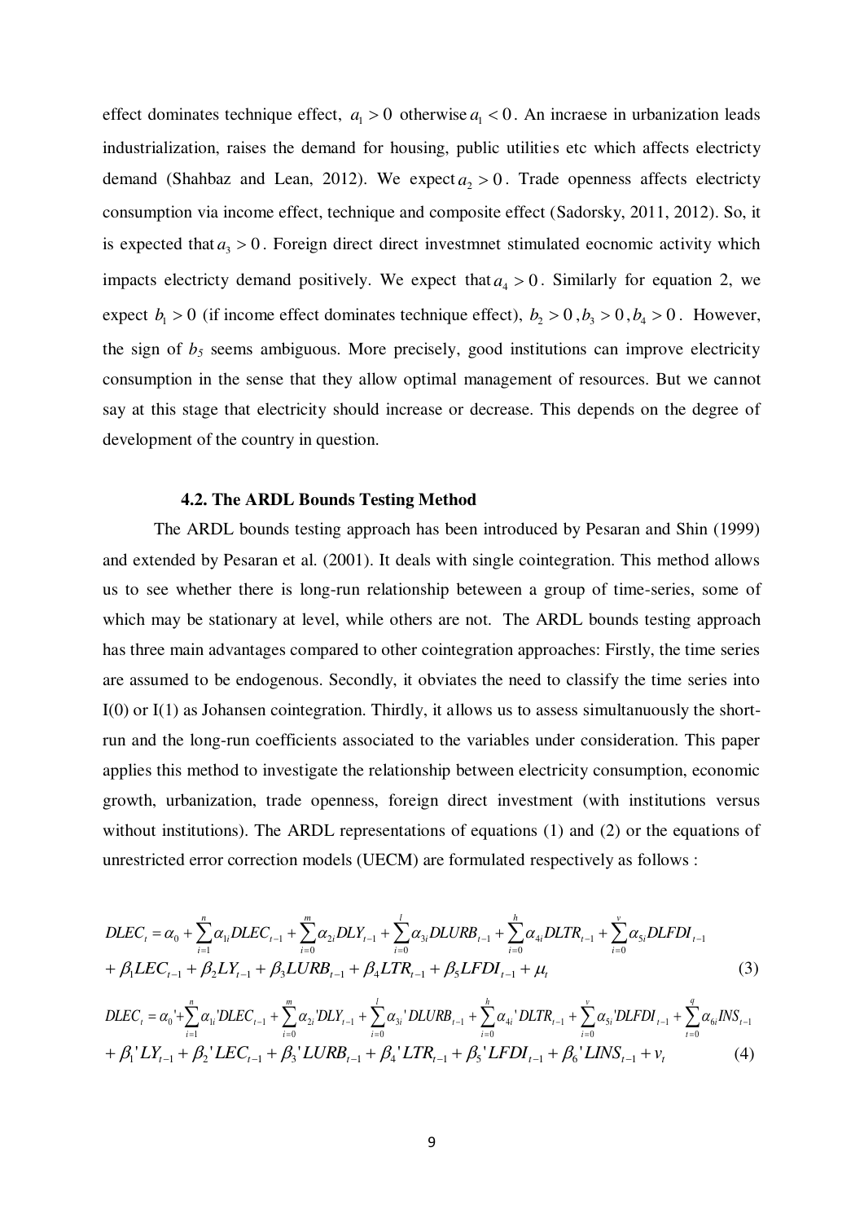effect dominates technique effect, $a_1 > 0$ otherwise $a_1 < 0$. An incraese in urbanization leads industrialization, raises the demand for housing, public utilities etc which affects electricty demand (Shahbaz and Lean, 2012). We expect $a_2 > 0$. Trade openness affects electricty consumption via income effect, technique and composite effect (Sadorsky, 2011, 2012). So, it is expected that $a_3 > 0$. Foreign direct direct investmnet stimulated eocnomic activity which impacts electricty demand positively. We expect that $a_4 > 0$. Similarly for equation 2, we expect $b_1 > 0$ (if income effect dominates technique effect), $b_2 > 0$, $b_3 > 0$, $b_4 > 0$. However, the sign of $b_5$ seems ambiguous. More precisely, good institutions can improve electricity consumption in the sense that they allow optimal management of resources. But we cannot say at this stage that electricity should increase or decrease. This depends on the degree of development of the country in question.

### 4.2. The ARDL Bounds Testing Method

The ARDL bounds testing approach has been introduced by Pesaran and Shin (1999) and extended by Pesaran et al. (2001). It deals with single cointegration. This method allows us to see whether there is long-run relationship beteween a group of time-series, some of which may be stationary at level, while others are not. The ARDL bounds testing approach has three main advantages compared to other cointegration approaches: Firstly, the time series are assumed to be endogenous. Secondly, it obviates the need to classify the time series into I(0) or I(1) as Johansen cointegration. Thirdly, it allows us to assess simultanuously the short-run and the long-run coefficients associated to the variables under consideration. This paper applies this method to investigate the relationship between electricity consumption, economic growth, urbanization, trade openness, foreign direct investment (with institutions versus without institutions). The ARDL representations of equations (1) and (2) or the equations of unrestricted error correction models (UECM) are formulated respectively as follows :

$$DLEC_t = \alpha_0 + \sum_{i=1}^{n}\alpha_{1i}DLEC_{t-1} + \sum_{i=0}^{m}\alpha_{2i}DLY_{t-1} + \sum_{i=0}^{l}\alpha_{3i}DLURB_{t-1} + \sum_{i=0}^{h}\alpha_{4i}DLTR_{t-1} + \sum_{i=0}^{v}\alpha_{5i}DLFDI_{t-1}$$
$$+ \beta_1 LEC_{t-1} + \beta_2 LY_{t-1} + \beta_3 LURB_{t-1} + \beta_4 LTR_{t-1} + \beta_5 LFDI_{t-1} + \mu_t \quad (3)$$

$$DLEC_t = \alpha_0' + \sum_{i=1}^{n}\alpha_{1i}'DLEC_{t-1} + \sum_{i=0}^{m}\alpha_{2i}'DLY_{t-1} + \sum_{i=0}^{l}\alpha_{3i}'DLURB_{t-1} + \sum_{i=0}^{h}\alpha_{4i}'DLTR_{t-1} + \sum_{i=0}^{v}\alpha_{5i}'DLFDI_{t-1} + \sum_{t=0}^{q}\alpha_{6i}INS_{t-1}$$
$$+ \beta_1' LY_{t-1} + \beta_2' LEC_{t-1} + \beta_3' LURB_{t-1} + \beta_4' LTR_{t-1} + \beta_5' LFDI_{t-1} + \beta_6' LINS_{t-1} + v_t \quad (4)$$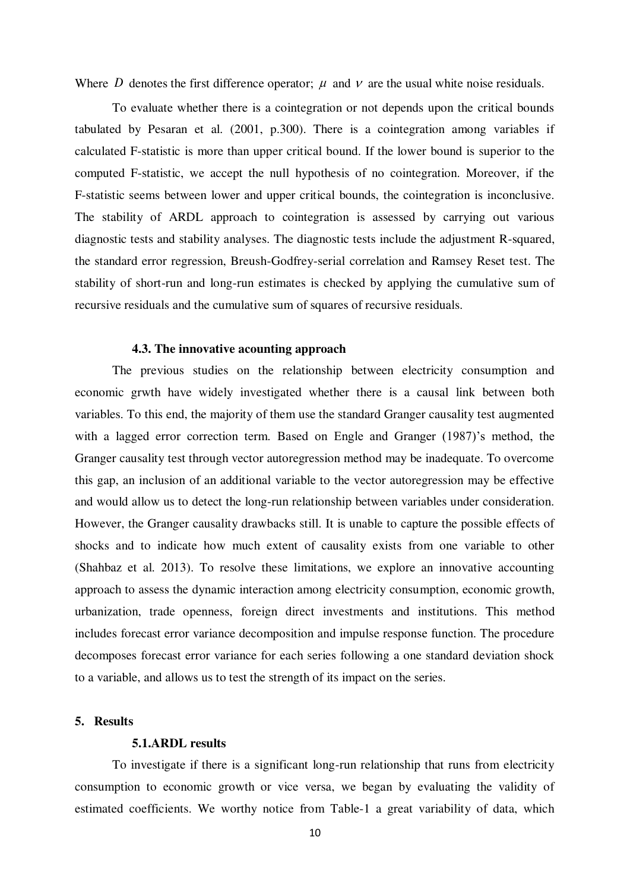Where $D$ denotes the first difference operator; $\mu$ and $\nu$ are the usual white noise residuals.

To evaluate whether there is a cointegration or not depends upon the critical bounds tabulated by Pesaran et al. (2001, p.300). There is a cointegration among variables if calculated F-statistic is more than upper critical bound. If the lower bound is superior to the computed F-statistic, we accept the null hypothesis of no cointegration. Moreover, if the F-statistic seems between lower and upper critical bounds, the cointegration is inconclusive. The stability of ARDL approach to cointegration is assessed by carrying out various diagnostic tests and stability analyses. The diagnostic tests include the adjustment R-squared, the standard error regression, Breush-Godfrey-serial correlation and Ramsey Reset test. The stability of short-run and long-run estimates is checked by applying the cumulative sum of recursive residuals and the cumulative sum of squares of recursive residuals.

### 4.3. The innovative acounting approach

The previous studies on the relationship between electricity consumption and economic grwth have widely investigated whether there is a causal link between both variables. To this end, the majority of them use the standard Granger causality test augmented with a lagged error correction term. Based on Engle and Granger (1987)'s method, the Granger causality test through vector autoregression method may be inadequate. To overcome this gap, an inclusion of an additional variable to the vector autoregression may be effective and would allow us to detect the long-run relationship between variables under consideration. However, the Granger causality drawbacks still. It is unable to capture the possible effects of shocks and to indicate how much extent of causality exists from one variable to other (Shahbaz et al. 2013). To resolve these limitations, we explore an innovative accounting approach to assess the dynamic interaction among electricity consumption, economic growth, urbanization, trade openness, foreign direct investments and institutions. This method includes forecast error variance decomposition and impulse response function. The procedure decomposes forecast error variance for each series following a one standard deviation shock to a variable, and allows us to test the strength of its impact on the series.

## 5. Results

### 5.1. ARDL results

To investigate if there is a significant long-run relationship that runs from electricity consumption to economic growth or vice versa, we began by evaluating the validity of estimated coefficients. We worthy notice from Table-1 a great variability of data, which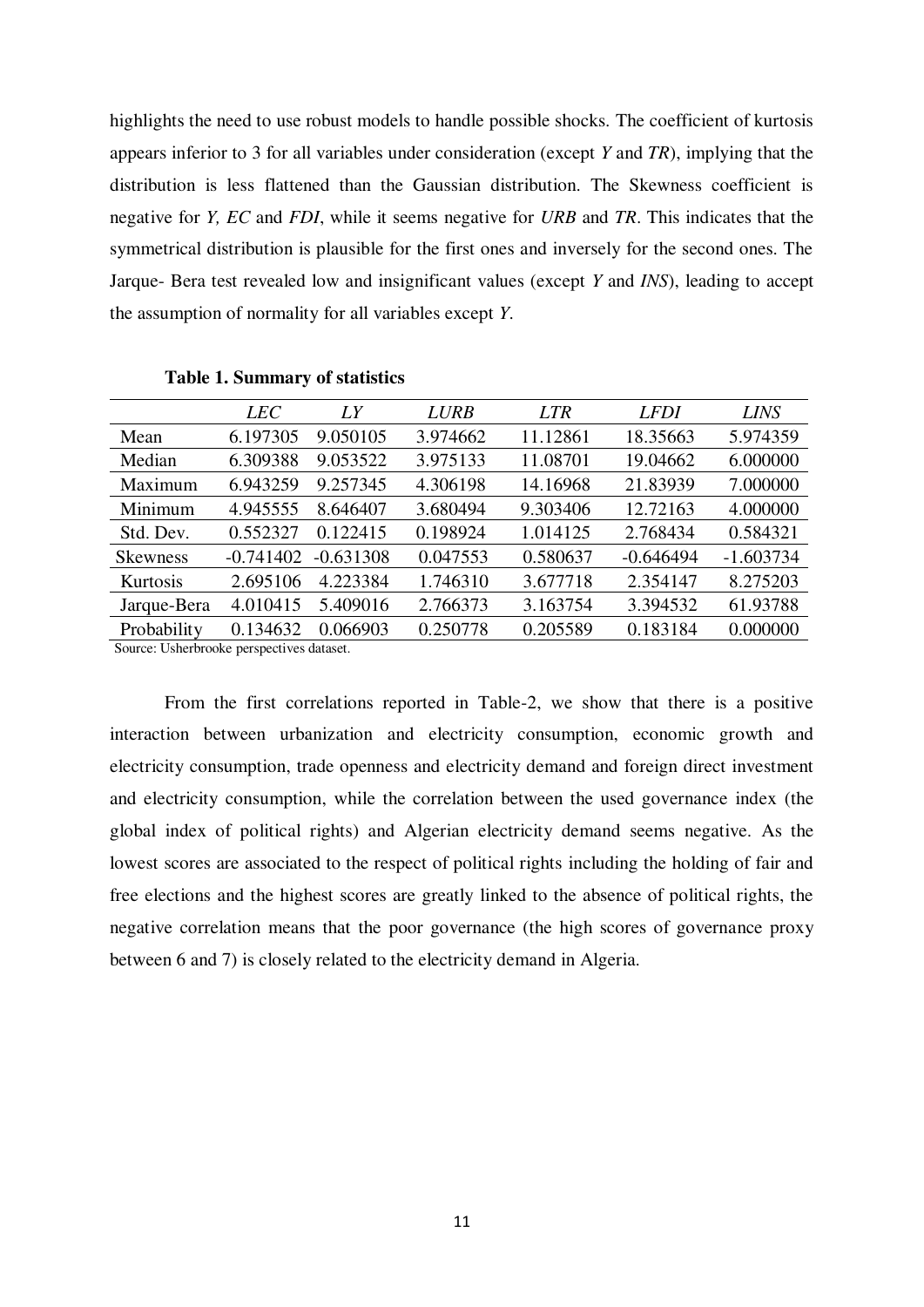highlights the need to use robust models to handle possible shocks. The coefficient of kurtosis appears inferior to 3 for all variables under consideration (except *Y* and *TR*), implying that the distribution is less flattened than the Gaussian distribution. The Skewness coefficient is negative for *Y, EC* and *FDI*, while it seems negative for *URB* and *TR*. This indicates that the symmetrical distribution is plausible for the first ones and inversely for the second ones. The Jarque- Bera test revealed low and insignificant values (except *Y* and *INS*), leading to accept the assumption of normality for all variables except *Y*.

**Table 1. Summary of statistics**

| | *LEC* | *LY* | *LURB* | *LTR* | *LFDI* | *LINS* |
|---|---|---|---|---|---|---|
| Mean | 6.197305 | 9.050105 | 3.974662 | 11.12861 | 18.35663 | 5.974359 |
| Median | 6.309388 | 9.053522 | 3.975133 | 11.08701 | 19.04662 | 6.000000 |
| Maximum | 6.943259 | 9.257345 | 4.306198 | 14.16968 | 21.83939 | 7.000000 |
| Minimum | 4.945555 | 8.646407 | 3.680494 | 9.303406 | 12.72163 | 4.000000 |
| Std. Dev. | 0.552327 | 0.122415 | 0.198924 | 1.014125 | 2.768434 | 0.584321 |
| Skewness | -0.741402 | -0.631308 | 0.047553 | 0.580637 | -0.646494 | -1.603734 |
| Kurtosis | 2.695106 | 4.223384 | 1.746310 | 3.677718 | 2.354147 | 8.275203 |
| Jarque-Bera | 4.010415 | 5.409016 | 2.766373 | 3.163754 | 3.394532 | 61.93788 |
| Probability | 0.134632 | 0.066903 | 0.250778 | 0.205589 | 0.183184 | 0.000000 |

Source: Usherbrooke perspectives dataset.

From the first correlations reported in Table-2, we show that there is a positive interaction between urbanization and electricity consumption, economic growth and electricity consumption, trade openness and electricity demand and foreign direct investment and electricity consumption, while the correlation between the used governance index (the global index of political rights) and Algerian electricity demand seems negative. As the lowest scores are associated to the respect of political rights including the holding of fair and free elections and the highest scores are greatly linked to the absence of political rights, the negative correlation means that the poor governance (the high scores of governance proxy between 6 and 7) is closely related to the electricity demand in Algeria.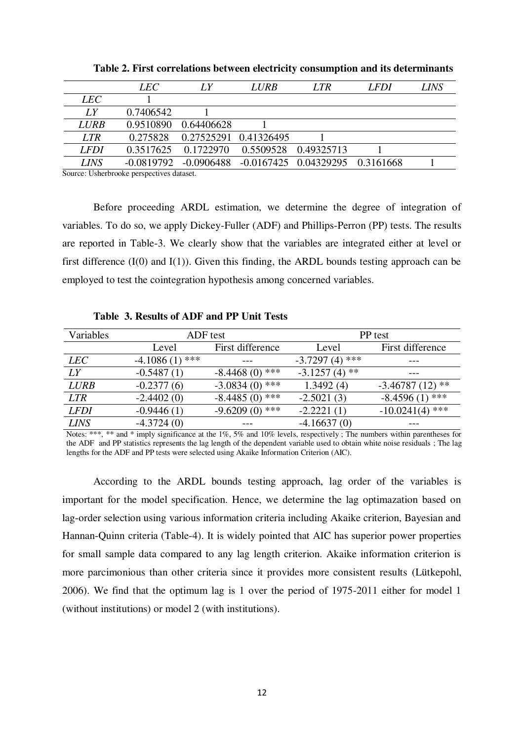**Table 2. First correlations between electricity consumption and its determinants**

| | *LEC* | *LY* | *LURB* | *LTR* | *LFDI* | *LINS* |
|---|---|---|---|---|---|---|
| *LEC* | 1 | | | | | |
| *LY* | 0.7406542 | 1 | | | | |
| *LURB* | 0.9510890 | 0.64406628 | 1 | | | |
| *LTR* | 0.275828 | 0.27525291 | 0.41326495 | 1 | | |
| *LFDI* | 0.3517625 | 0.1722970 | 0.5509528 | 0.49325713 | 1 | |
| *LINS* | -0.0819792 | -0.0906488 | -0.0167425 | 0.04329295 | 0.3161668 | 1 |

Source: Usherbrooke perspectives dataset.

Before proceeding ARDL estimation, we determine the degree of integration of variables. To do so, we apply Dickey-Fuller (ADF) and Phillips-Perron (PP) tests. The results are reported in Table-3. We clearly show that the variables are integrated either at level or first difference (I(0) and I(1)). Given this finding, the ARDL bounds testing approach can be employed to test the cointegration hypothesis among concerned variables.

**Table 3. Results of ADF and PP Unit Tests**

| Variables | ADF test | | PP test | |
|---|---|---|---|---|
| | Level | First difference | Level | First difference |
| *LEC* | -4.1086 (1) *** | --- | -3.7297 (4) *** | --- |
| *LY* | -0.5487 (1) | -8.4468 (0) *** | -3.1257 (4) ** | --- |
| *LURB* | -0.2377 (6) | -3.0834 (0) *** | 1.3492 (4) | -3.46787 (12) ** |
| *LTR* | -2.4402 (0) | -8.4485 (0) *** | -2.5021 (3) | -8.4596 (1) *** |
| *LFDI* | -0.9446 (1) | -9.6209 (0) *** | -2.2221 (1) | -10.0241(4) *** |
| *LINS* | -4.3724 (0) | --- | -4.16637 (0) | --- |

Notes: ***, ** and * imply significance at the 1%, 5% and 10% levels, respectively ; The numbers within parentheses for the ADF and PP statistics represents the lag length of the dependent variable used to obtain white noise residuals ; The lag lengths for the ADF and PP tests were selected using Akaike Information Criterion (AIC).

According to the ARDL bounds testing approach, lag order of the variables is important for the model specification. Hence, we determine the lag optimazation based on lag-order selection using various information criteria including Akaike criterion, Bayesian and Hannan-Quinn criteria (Table-4). It is widely pointed that AIC has superior power properties for small sample data compared to any lag length criterion. Akaike information criterion is more parcimonious than other criteria since it provides more consistent results (Lütkepohl, 2006). We find that the optimum lag is 1 over the period of 1975-2011 either for model 1 (without institutions) or model 2 (with institutions).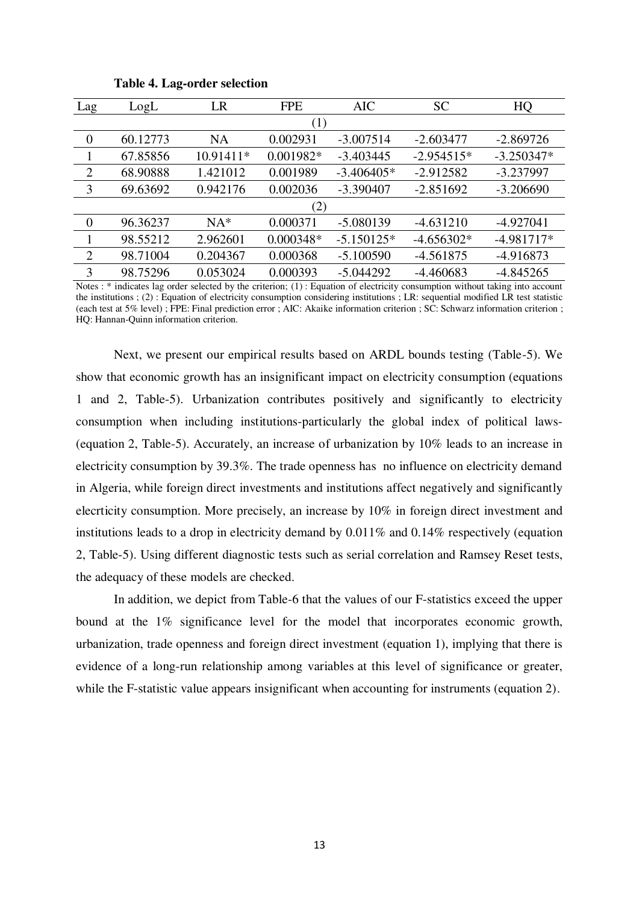**Table 4. Lag-order selection**

| Lag | LogL | LR | FPE | AIC | SC | HQ |
|---|---|---|---|---|---|---|
| | | | (1) | | | |
| 0 | 60.12773 | NA | 0.002931 | -3.007514 | -2.603477 | -2.869726 |
| 1 | 67.85856 | 10.91411* | 0.001982* | -3.403445 | -2.954515* | -3.250347* |
| 2 | 68.90888 | 1.421012 | 0.001989 | -3.406405* | -2.912582 | -3.237997 |
| 3 | 69.63692 | 0.942176 | 0.002036 | -3.390407 | -2.851692 | -3.206690 |
| | | | (2) | | | |
| 0 | 96.36237 | NA* | 0.000371 | -5.080139 | -4.631210 | -4.927041 |
| 1 | 98.55212 | 2.962601 | 0.000348* | -5.150125* | -4.656302* | -4.981717* |
| 2 | 98.71004 | 0.204367 | 0.000368 | -5.100590 | -4.561875 | -4.916873 |
| 3 | 98.75296 | 0.053024 | 0.000393 | -5.044292 | -4.460683 | -4.845265 |

Notes : * indicates lag order selected by the criterion; (1) : Equation of electricity consumption without taking into account the institutions ; (2) : Equation of electricity consumption considering institutions ; LR: sequential modified LR test statistic (each test at 5% level) ; FPE: Final prediction error ; AIC: Akaike information criterion ; SC: Schwarz information criterion ; HQ: Hannan-Quinn information criterion.

Next, we present our empirical results based on ARDL bounds testing (Table-5). We show that economic growth has an insignificant impact on electricity consumption (equations 1 and 2, Table-5). Urbanization contributes positively and significantly to electricity consumption when including institutions-particularly the global index of political laws- (equation 2, Table-5). Accurately, an increase of urbanization by 10% leads to an increase in electricity consumption by 39.3%. The trade openness has no influence on electricity demand in Algeria, while foreign direct investments and institutions affect negatively and significantly elecrticity consumption. More precisely, an increase by 10% in foreign direct investment and institutions leads to a drop in electricity demand by 0.011% and 0.14% respectively (equation 2, Table-5). Using different diagnostic tests such as serial correlation and Ramsey Reset tests, the adequacy of these models are checked.

In addition, we depict from Table-6 that the values of our F-statistics exceed the upper bound at the 1% significance level for the model that incorporates economic growth, urbanization, trade openness and foreign direct investment (equation 1), implying that there is evidence of a long-run relationship among variables at this level of significance or greater, while the F-statistic value appears insignificant when accounting for instruments (equation 2).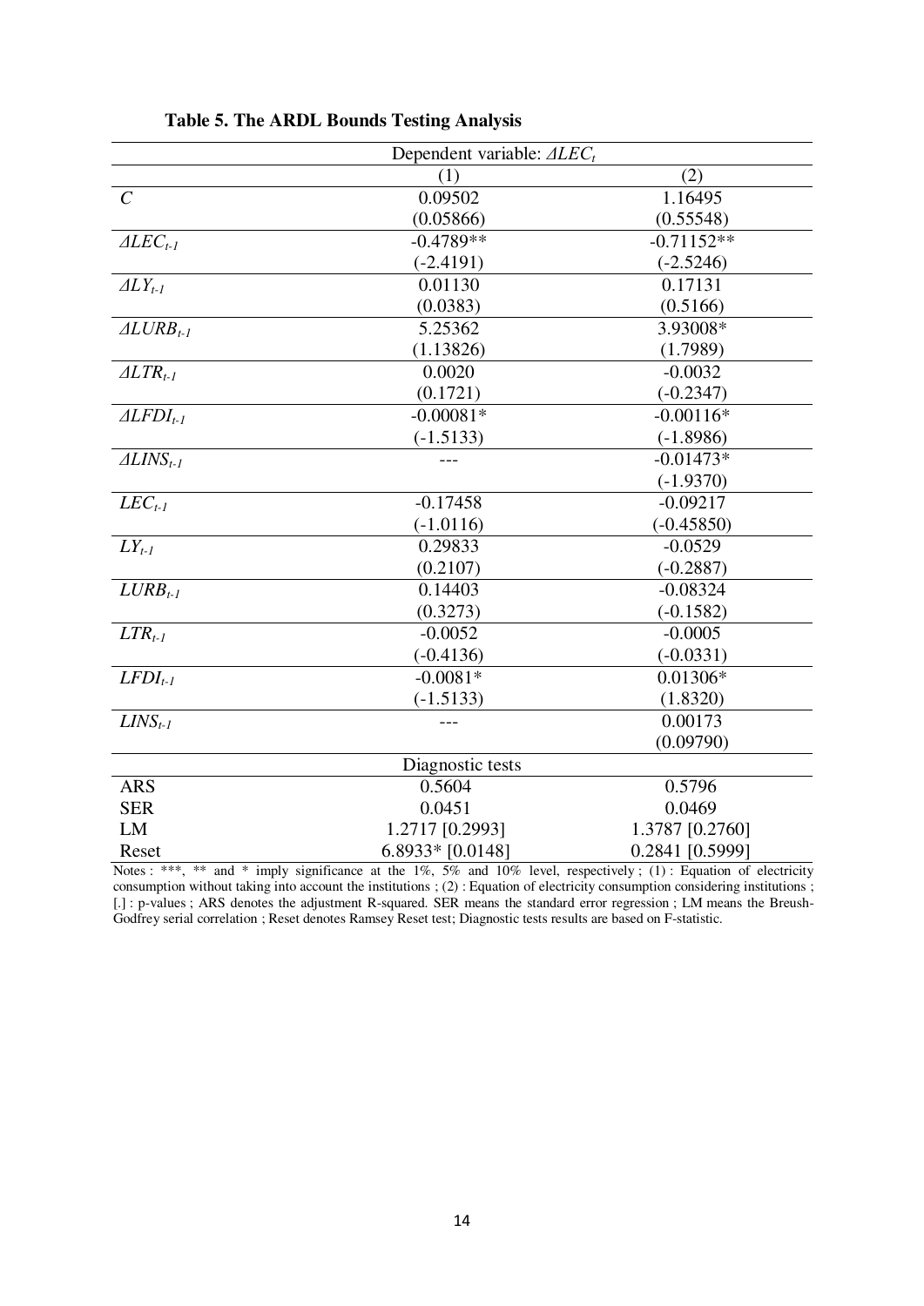**Table 5. The ARDL Bounds Testing Analysis**

| Dependent variable: $\Delta LEC_t$ | | |
|---|---|---|
| | (1) | (2) |
| $C$ | 0.09502 | 1.16495 |
| | (0.05866) | (0.55548) |
| $\Delta LEC_{t-1}$ | -0.4789** | -0.71152** |
| | (-2.4191) | (-2.5246) |
| $\Delta LY_{t-1}$ | 0.01130 | 0.17131 |
| | (0.0383) | (0.5166) |
| $\Delta LURB_{t-1}$ | 5.25362 | 3.93008* |
| | (1.13826) | (1.7989) |
| $\Delta LTR_{t-1}$ | 0.0020 | -0.0032 |
| | (0.1721) | (-0.2347) |
| $\Delta LFDI_{t-1}$ | -0.00081* | -0.00116* |
| | (-1.5133) | (-1.8986) |
| $\Delta LINS_{t-1}$ | --- | -0.01473* |
| | | (-1.9370) |
| $LEC_{t-1}$ | -0.17458 | -0.09217 |
| | (-1.0116) | (-0.45850) |
| $LY_{t-1}$ | 0.29833 | -0.0529 |
| | (0.2107) | (-0.2887) |
| $LURB_{t-1}$ | 0.14403 | -0.08324 |
| | (0.3273) | (-0.1582) |
| $LTR_{t-1}$ | -0.0052 | -0.0005 |
| | (-0.4136) | (-0.0331) |
| $LFDI_{t-1}$ | -0.0081* | 0.01306* |
| | (-1.5133) | (1.8320) |
| $LINS_{t-1}$ | --- | 0.00173 |
| | | (0.09790) |
| Diagnostic tests | | |
| ARS | 0.5604 | 0.5796 |
| SER | 0.0451 | 0.0469 |
| LM | 1.2717 [0.2993] | 1.3787 [0.2760] |
| Reset | 6.8933* [0.0148] | 0.2841 [0.5999] |

Notes : ***, ** and * imply significance at the 1%, 5% and 10% level, respectively ; (1) : Equation of electricity consumption without taking into account the institutions ; (2) : Equation of electricity consumption considering institutions ; [.] : p-values ; ARS denotes the adjustment R-squared. SER means the standard error regression ; LM means the Breush-Godfrey serial correlation ; Reset denotes Ramsey Reset test; Diagnostic tests results are based on F-statistic.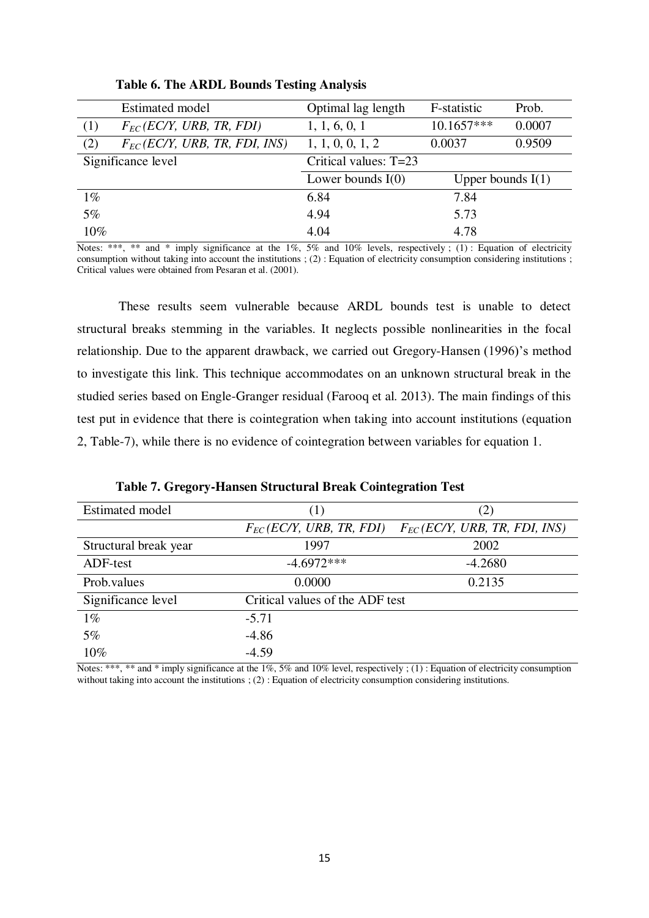**Table 6. The ARDL Bounds Testing Analysis**

| | Estimated model | Optimal lag length | F-statistic | Prob. |
|---|---|---|---|---|
| (1) | $F_{EC}(EC/Y, URB, TR, FDI)$ | 1, 1, 6, 0, 1 | 10.1657*** | 0.0007 |
| (2) | $F_{EC}(EC/Y, URB, TR, FDI, INS)$ | 1, 1, 0, 0, 1, 2 | 0.0037 | 0.9509 |
| Significance level | | Critical values: T=23 | | |
| | | Lower bounds I(0) | Upper bounds I(1) | |
| 1% | | 6.84 | 7.84 | |
| 5% | | 4.94 | 5.73 | |
| 10% | | 4.04 | 4.78 | |

Notes: ***, ** and * imply significance at the 1%, 5% and 10% levels, respectively ; (1) : Equation of electricity consumption without taking into account the institutions ; (2) : Equation of electricity consumption considering institutions ; Critical values were obtained from Pesaran et al. (2001).

These results seem vulnerable because ARDL bounds test is unable to detect structural breaks stemming in the variables. It neglects possible nonlinearities in the focal relationship. Due to the apparent drawback, we carried out Gregory-Hansen (1996)'s method to investigate this link. This technique accommodates on an unknown structural break in the studied series based on Engle-Granger residual (Farooq et al. 2013). The main findings of this test put in evidence that there is cointegration when taking into account institutions (equation 2, Table-7), while there is no evidence of cointegration between variables for equation 1.

**Table 7. Gregory-Hansen Structural Break Cointegration Test**

| Estimated model | (1) | (2) |
|---|---|---|
| | $F_{EC}(EC/Y, URB, TR, FDI)$ | $F_{EC}(EC/Y, URB, TR, FDI, INS)$ |
| Structural break year | 1997 | 2002 |
| ADF-test | -4.6972*** | -4.2680 |
| Prob.values | 0.0000 | 0.2135 |
| Significance level | Critical values of the ADF test | |
| 1% | -5.71 | |
| 5% | -4.86 | |
| 10% | -4.59 | |

Notes: ***, ** and * imply significance at the 1%, 5% and 10% level, respectively ; (1) : Equation of electricity consumption without taking into account the institutions ; (2) : Equation of electricity consumption considering institutions.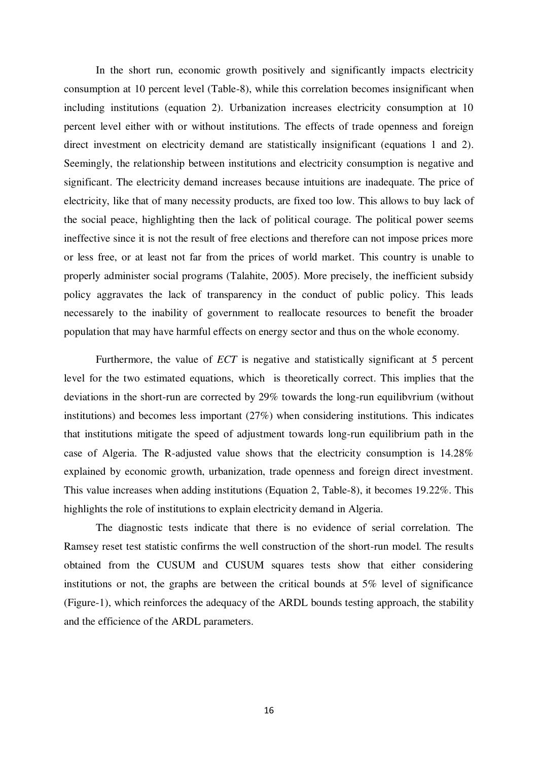In the short run, economic growth positively and significantly impacts electricity consumption at 10 percent level (Table-8), while this correlation becomes insignificant when including institutions (equation 2). Urbanization increases electricity consumption at 10 percent level either with or without institutions. The effects of trade openness and foreign direct investment on electricity demand are statistically insignificant (equations 1 and 2). Seemingly, the relationship between institutions and electricity consumption is negative and significant. The electricity demand increases because intuitions are inadequate. The price of electricity, like that of many necessity products, are fixed too low. This allows to buy lack of the social peace, highlighting then the lack of political courage. The political power seems ineffective since it is not the result of free elections and therefore can not impose prices more or less free, or at least not far from the prices of world market. This country is unable to properly administer social programs (Talahite, 2005). More precisely, the inefficient subsidy policy aggravates the lack of transparency in the conduct of public policy. This leads necessarely to the inability of government to reallocate resources to benefit the broader population that may have harmful effects on energy sector and thus on the whole economy.

Furthermore, the value of *ECT* is negative and statistically significant at 5 percent level for the two estimated equations, which is theoretically correct. This implies that the deviations in the short-run are corrected by 29% towards the long-run equilibvrium (without institutions) and becomes less important (27%) when considering institutions. This indicates that institutions mitigate the speed of adjustment towards long-run equilibrium path in the case of Algeria. The R-adjusted value shows that the electricity consumption is 14.28% explained by economic growth, urbanization, trade openness and foreign direct investment. This value increases when adding institutions (Equation 2, Table-8), it becomes 19.22%. This highlights the role of institutions to explain electricity demand in Algeria.

The diagnostic tests indicate that there is no evidence of serial correlation. The Ramsey reset test statistic confirms the well construction of the short-run model. The results obtained from the CUSUM and CUSUM squares tests show that either considering institutions or not, the graphs are between the critical bounds at 5% level of significance (Figure-1), which reinforces the adequacy of the ARDL bounds testing approach, the stability and the efficience of the ARDL parameters.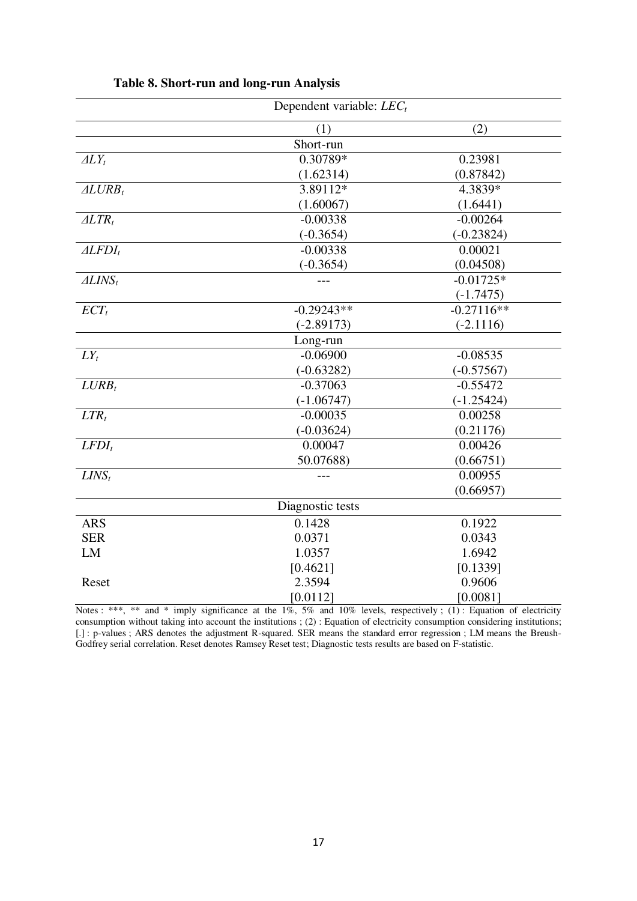**Table 8. Short-run and long-run Analysis**

| Dependent variable: $LEC_t$ | | |
|---|---|---|
| | (1) | (2) |
| | Short-run | |
| $\Delta LY_t$ | 0.30789* | 0.23981 |
| | (1.62314) | (0.87842) |
| $\Delta LURB_t$ | 3.89112* | 4.3839* |
| | (1.60067) | (1.6441) |
| $\Delta LTR_t$ | -0.00338 | -0.00264 |
| | (-0.3654) | (-0.23824) |
| $\Delta LFDI_t$ | -0.00338 | 0.00021 |
| | (-0.3654) | (0.04508) |
| $\Delta LINS_t$ | --- | -0.01725* |
| | | (-1.7475) |
| $ECT_t$ | -0.29243** | -0.27116** |
| | (-2.89173) | (-2.1116) |
| | Long-run | |
| $LY_t$ | -0.06900 | -0.08535 |
| | (-0.63282) | (-0.57567) |
| $LURB_t$ | -0.37063 | -0.55472 |
| | (-1.06747) | (-1.25424) |
| $LTR_t$ | -0.00035 | 0.00258 |
| | (-0.03624) | (0.21176) |
| $LFDI_t$ | 0.00047 | 0.00426 |
| | 50.07688) | (0.66751) |
| $LINS_t$ | --- | 0.00955 |
| | | (0.66957) |
| | Diagnostic tests | |
| ARS | 0.1428 | 0.1922 |
| SER | 0.0371 | 0.0343 |
| LM | 1.0357 | 1.6942 |
| | [0.4621] | [0.1339] |
| Reset | 2.3594 | 0.9606 |
| | [0.0112] | [0.0081] |

Notes : ***, ** and * imply significance at the 1%, 5% and 10% levels, respectively ; (1) : Equation of electricity consumption without taking into account the institutions ; (2) : Equation of electricity consumption considering institutions; [.] : p-values ; ARS denotes the adjustment R-squared. SER means the standard error regression ; LM means the Breush-Godfrey serial correlation. Reset denotes Ramsey Reset test; Diagnostic tests results are based on F-statistic.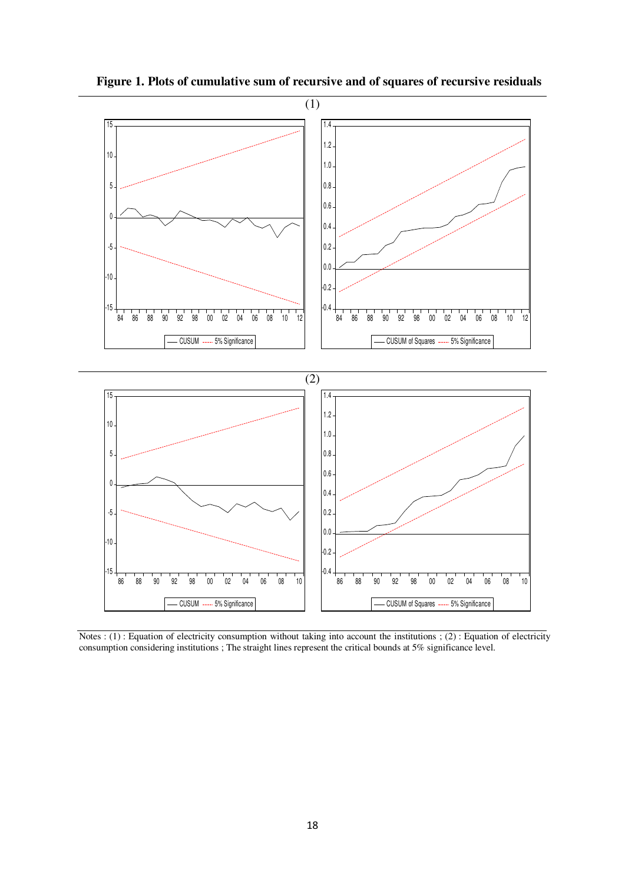**Figure 1. Plots of cumulative sum of recursive and of squares of recursive residuals**

(1)

(2)

Notes : (1) : Equation of electricity consumption without taking into account the institutions ; (2) : Equation of electricity consumption considering institutions ; The straight lines represent the critical bounds at 5% significance level.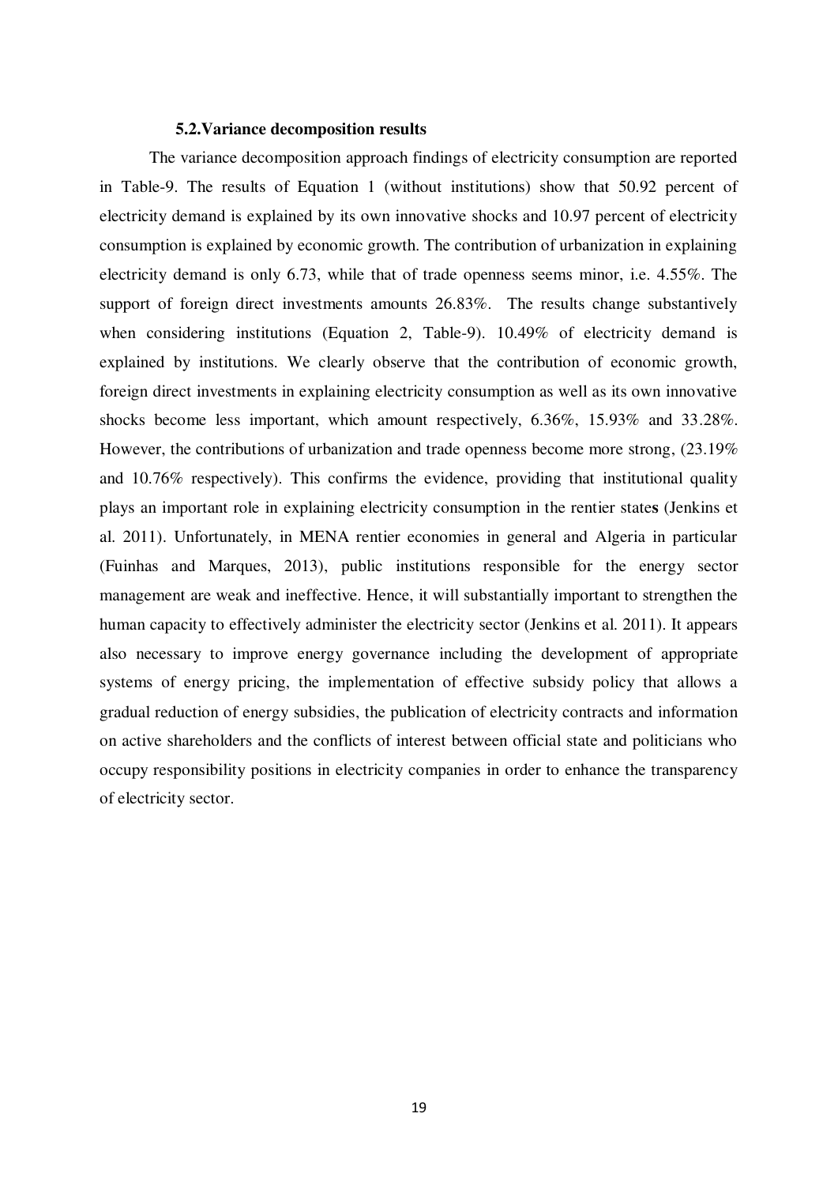### 5.2.Variance decomposition results

The variance decomposition approach findings of electricity consumption are reported in Table-9. The results of Equation 1 (without institutions) show that 50.92 percent of electricity demand is explained by its own innovative shocks and 10.97 percent of electricity consumption is explained by economic growth. The contribution of urbanization in explaining electricity demand is only 6.73, while that of trade openness seems minor, i.e. 4.55%. The support of foreign direct investments amounts 26.83%. The results change substantively when considering institutions (Equation 2, Table-9). 10.49% of electricity demand is explained by institutions. We clearly observe that the contribution of economic growth, foreign direct investments in explaining electricity consumption as well as its own innovative shocks become less important, which amount respectively, 6.36%, 15.93% and 33.28%. However, the contributions of urbanization and trade openness become more strong, (23.19% and 10.76% respectively). This confirms the evidence, providing that institutional quality plays an important role in explaining electricity consumption in the rentier states (Jenkins et al. 2011). Unfortunately, in MENA rentier economies in general and Algeria in particular (Fuinhas and Marques, 2013), public institutions responsible for the energy sector management are weak and ineffective. Hence, it will substantially important to strengthen the human capacity to effectively administer the electricity sector (Jenkins et al. 2011). It appears also necessary to improve energy governance including the development of appropriate systems of energy pricing, the implementation of effective subsidy policy that allows a gradual reduction of energy subsidies, the publication of electricity contracts and information on active shareholders and the conflicts of interest between official state and politicians who occupy responsibility positions in electricity companies in order to enhance the transparency of electricity sector.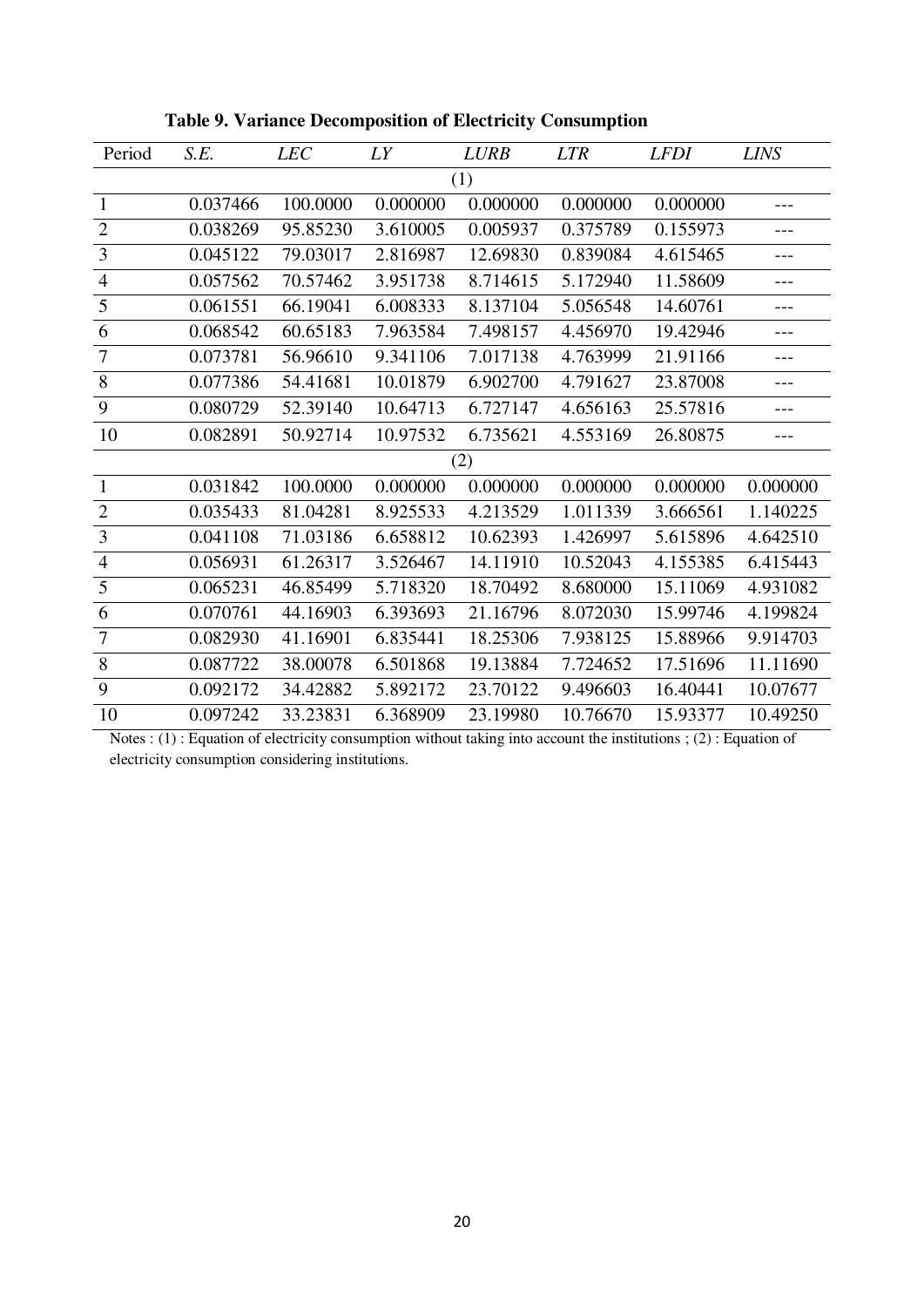**Table 9. Variance Decomposition of Electricity Consumption**

| Period | *S.E.* | *LEC* | *LY* | *LURB* | *LTR* | *LFDI* | *LINS* |
|---|---|---|---|---|---|---|---|
| | | | | (1) | | | |
| 1 | 0.037466 | 100.0000 | 0.000000 | 0.000000 | 0.000000 | 0.000000 | --- |
| 2 | 0.038269 | 95.85230 | 3.610005 | 0.005937 | 0.375789 | 0.155973 | --- |
| 3 | 0.045122 | 79.03017 | 2.816987 | 12.69830 | 0.839084 | 4.615465 | --- |
| 4 | 0.057562 | 70.57462 | 3.951738 | 8.714615 | 5.172940 | 11.58609 | --- |
| 5 | 0.061551 | 66.19041 | 6.008333 | 8.137104 | 5.056548 | 14.60761 | --- |
| 6 | 0.068542 | 60.65183 | 7.963584 | 7.498157 | 4.456970 | 19.42946 | --- |
| 7 | 0.073781 | 56.96610 | 9.341106 | 7.017138 | 4.763999 | 21.91166 | --- |
| 8 | 0.077386 | 54.41681 | 10.01879 | 6.902700 | 4.791627 | 23.87008 | --- |
| 9 | 0.080729 | 52.39140 | 10.64713 | 6.727147 | 4.656163 | 25.57816 | --- |
| 10 | 0.082891 | 50.92714 | 10.97532 | 6.735621 | 4.553169 | 26.80875 | --- |
| | | | | (2) | | | |
| 1 | 0.031842 | 100.0000 | 0.000000 | 0.000000 | 0.000000 | 0.000000 | 0.000000 |
| 2 | 0.035433 | 81.04281 | 8.925533 | 4.213529 | 1.011339 | 3.666561 | 1.140225 |
| 3 | 0.041108 | 71.03186 | 6.658812 | 10.62393 | 1.426997 | 5.615896 | 4.642510 |
| 4 | 0.056931 | 61.26317 | 3.526467 | 14.11910 | 10.52043 | 4.155385 | 6.415443 |
| 5 | 0.065231 | 46.85499 | 5.718320 | 18.70492 | 8.680000 | 15.11069 | 4.931082 |
| 6 | 0.070761 | 44.16903 | 6.393693 | 21.16796 | 8.072030 | 15.99746 | 4.199824 |
| 7 | 0.082930 | 41.16901 | 6.835441 | 18.25306 | 7.938125 | 15.88966 | 9.914703 |
| 8 | 0.087722 | 38.00078 | 6.501868 | 19.13884 | 7.724652 | 17.51696 | 11.11690 |
| 9 | 0.092172 | 34.42882 | 5.892172 | 23.70122 | 9.496603 | 16.40441 | 10.07677 |
| 10 | 0.097242 | 33.23831 | 6.368909 | 23.19980 | 10.76670 | 15.93377 | 10.49250 |

Notes : (1) : Equation of electricity consumption without taking into account the institutions ; (2) : Equation of electricity consumption considering institutions.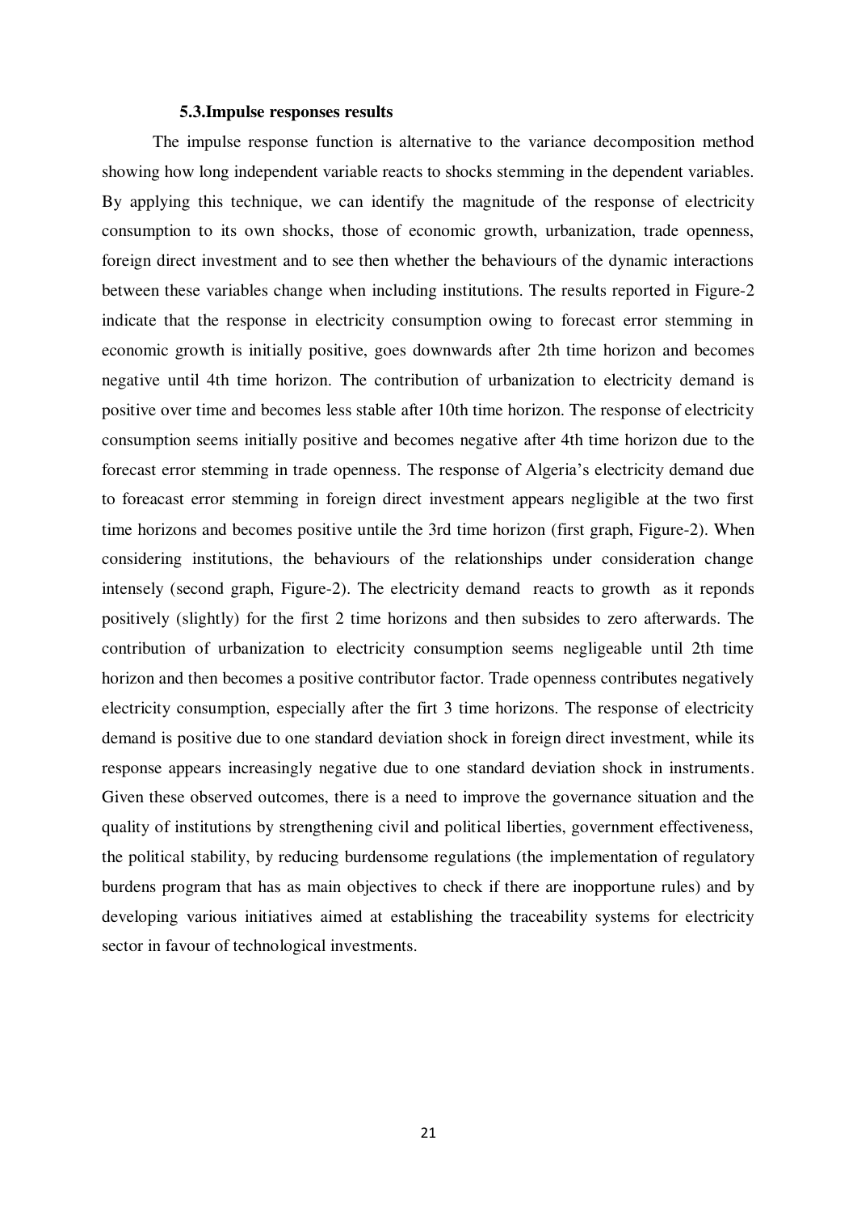### 5.3. Impulse responses results

The impulse response function is alternative to the variance decomposition method showing how long independent variable reacts to shocks stemming in the dependent variables. By applying this technique, we can identify the magnitude of the response of electricity consumption to its own shocks, those of economic growth, urbanization, trade openness, foreign direct investment and to see then whether the behaviours of the dynamic interactions between these variables change when including institutions. The results reported in Figure-2 indicate that the response in electricity consumption owing to forecast error stemming in economic growth is initially positive, goes downwards after 2th time horizon and becomes negative until 4th time horizon. The contribution of urbanization to electricity demand is positive over time and becomes less stable after 10th time horizon. The response of electricity consumption seems initially positive and becomes negative after 4th time horizon due to the forecast error stemming in trade openness. The response of Algeria's electricity demand due to foreacast error stemming in foreign direct investment appears negligible at the two first time horizons and becomes positive untile the 3rd time horizon (first graph, Figure-2). When considering institutions, the behaviours of the relationships under consideration change intensely (second graph, Figure-2). The electricity demand reacts to growth as it reponds positively (slightly) for the first 2 time horizons and then subsides to zero afterwards. The contribution of urbanization to electricity consumption seems negligeable until 2th time horizon and then becomes a positive contributor factor. Trade openness contributes negatively electricity consumption, especially after the firt 3 time horizons. The response of electricity demand is positive due to one standard deviation shock in foreign direct investment, while its response appears increasingly negative due to one standard deviation shock in instruments. Given these observed outcomes, there is a need to improve the governance situation and the quality of institutions by strengthening civil and political liberties, government effectiveness, the political stability, by reducing burdensome regulations (the implementation of regulatory burdens program that has as main objectives to check if there are inopportune rules) and by developing various initiatives aimed at establishing the traceability systems for electricity sector in favour of technological investments.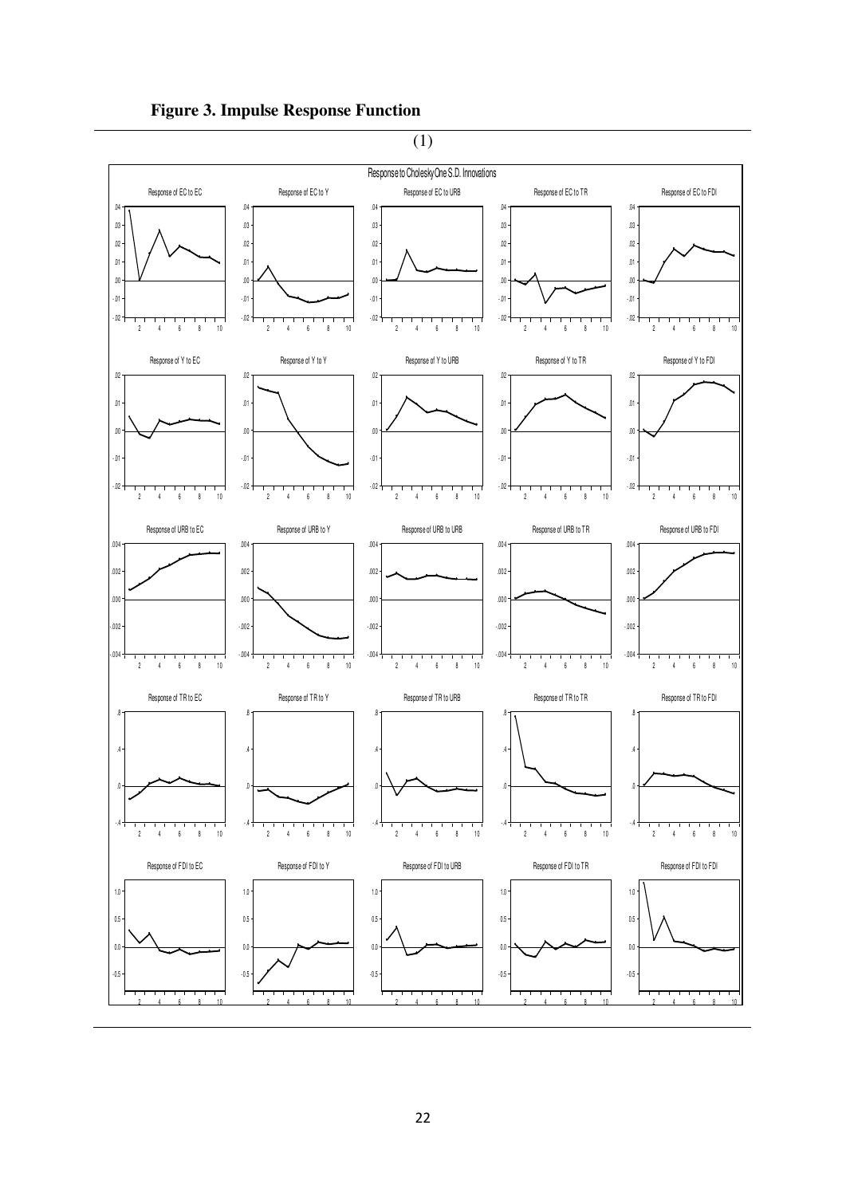**Figure 3. Impulse Response Function**

(1)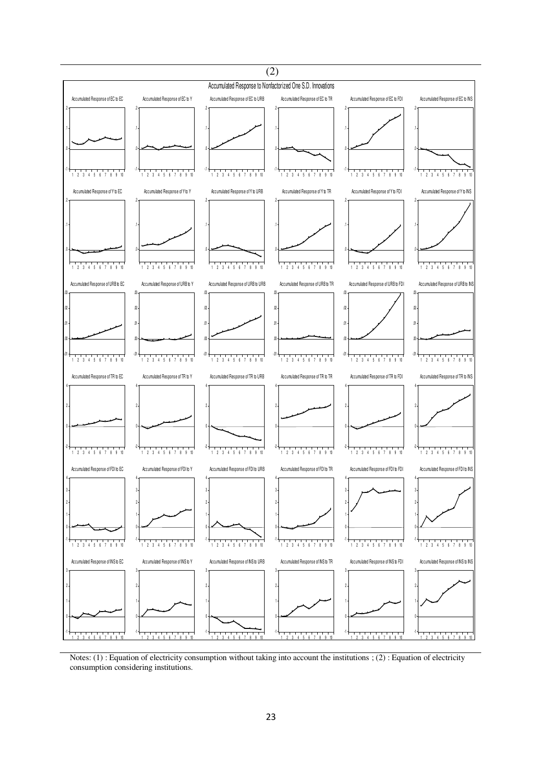(2)

Accumulated Response to Nonfactorized One S.D. Innovations

Notes: (1) : Equation of electricity consumption without taking into account the institutions ; (2) : Equation of electricity consumption considering institutions.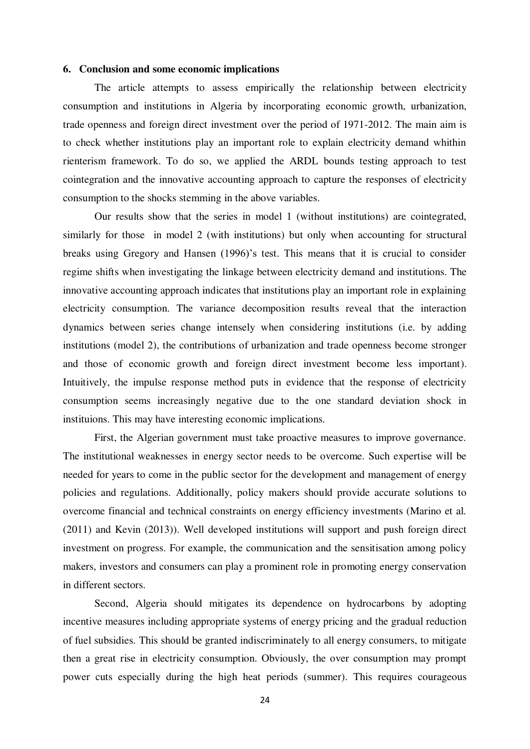## 6. Conclusion and some economic implications

The article attempts to assess empirically the relationship between electricity consumption and institutions in Algeria by incorporating economic growth, urbanization, trade openness and foreign direct investment over the period of 1971-2012. The main aim is to check whether institutions play an important role to explain electricity demand whithin rienterism framework. To do so, we applied the ARDL bounds testing approach to test cointegration and the innovative accounting approach to capture the responses of electricity consumption to the shocks stemming in the above variables.

Our results show that the series in model 1 (without institutions) are cointegrated, similarly for those in model 2 (with institutions) but only when accounting for structural breaks using Gregory and Hansen (1996)'s test. This means that it is crucial to consider regime shifts when investigating the linkage between electricity demand and institutions. The innovative accounting approach indicates that institutions play an important role in explaining electricity consumption. The variance decomposition results reveal that the interaction dynamics between series change intensely when considering institutions (i.e. by adding institutions (model 2), the contributions of urbanization and trade openness become stronger and those of economic growth and foreign direct investment become less important). Intuitively, the impulse response method puts in evidence that the response of electricity consumption seems increasingly negative due to the one standard deviation shock in instituions. This may have interesting economic implications.

First, the Algerian government must take proactive measures to improve governance. The institutional weaknesses in energy sector needs to be overcome. Such expertise will be needed for years to come in the public sector for the development and management of energy policies and regulations. Additionally, policy makers should provide accurate solutions to overcome financial and technical constraints on energy efficiency investments (Marino et al. (2011) and Kevin (2013)). Well developed institutions will support and push foreign direct investment on progress. For example, the communication and the sensitisation among policy makers, investors and consumers can play a prominent role in promoting energy conservation in different sectors.

Second, Algeria should mitigates its dependence on hydrocarbons by adopting incentive measures including appropriate systems of energy pricing and the gradual reduction of fuel subsidies. This should be granted indiscriminately to all energy consumers, to mitigate then a great rise in electricity consumption. Obviously, the over consumption may prompt power cuts especially during the high heat periods (summer). This requires courageous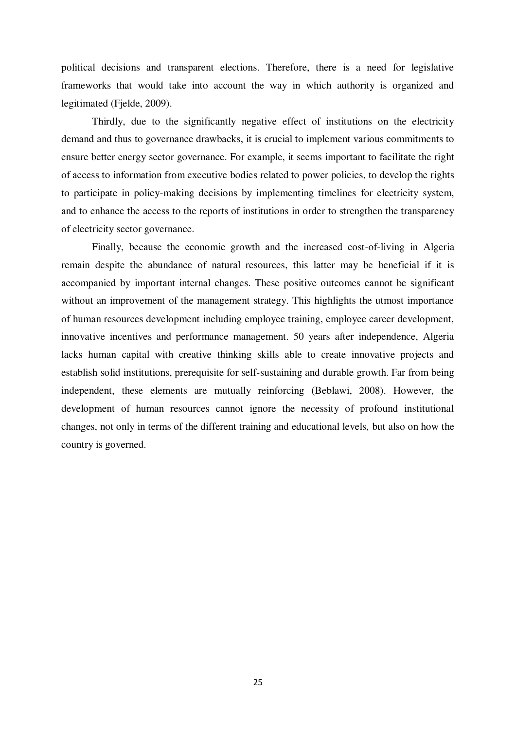political decisions and transparent elections. Therefore, there is a need for legislative frameworks that would take into account the way in which authority is organized and legitimated (Fjelde, 2009).

Thirdly, due to the significantly negative effect of institutions on the electricity demand and thus to governance drawbacks, it is crucial to implement various commitments to ensure better energy sector governance. For example, it seems important to facilitate the right of access to information from executive bodies related to power policies, to develop the rights to participate in policy-making decisions by implementing timelines for electricity system, and to enhance the access to the reports of institutions in order to strengthen the transparency of electricity sector governance.

Finally, because the economic growth and the increased cost-of-living in Algeria remain despite the abundance of natural resources, this latter may be beneficial if it is accompanied by important internal changes. These positive outcomes cannot be significant without an improvement of the management strategy. This highlights the utmost importance of human resources development including employee training, employee career development, innovative incentives and performance management. 50 years after independence, Algeria lacks human capital with creative thinking skills able to create innovative projects and establish solid institutions, prerequisite for self-sustaining and durable growth. Far from being independent, these elements are mutually reinforcing (Beblawi, 2008). However, the development of human resources cannot ignore the necessity of profound institutional changes, not only in terms of the different training and educational levels, but also on how the country is governed.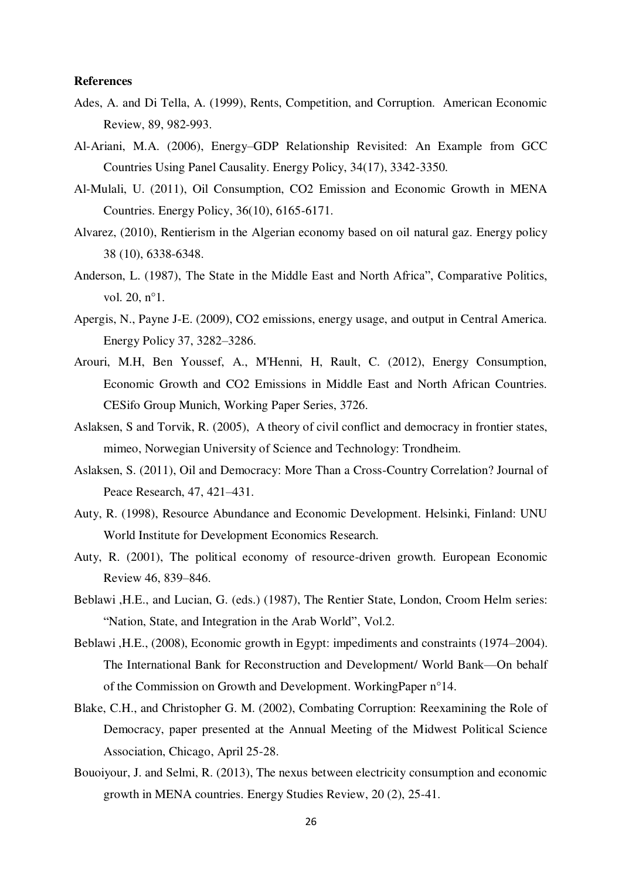**References**

Ades, A. and Di Tella, A. (1999), Rents, Competition, and Corruption. American Economic Review, 89, 982-993.

Al-Ariani, M.A. (2006), Energy–GDP Relationship Revisited: An Example from GCC Countries Using Panel Causality. Energy Policy, 34(17), 3342-3350.

Al-Mulali, U. (2011), Oil Consumption, CO2 Emission and Economic Growth in MENA Countries. Energy Policy, 36(10), 6165-6171.

Alvarez, (2010), Rentierism in the Algerian economy based on oil natural gaz. Energy policy 38 (10), 6338-6348.

Anderson, L. (1987), The State in the Middle East and North Africa", Comparative Politics, vol. 20, n°1.

Apergis, N., Payne J-E. (2009), CO2 emissions, energy usage, and output in Central America. Energy Policy 37, 3282–3286.

Arouri, M.H, Ben Youssef, A., M'Henni, H, Rault, C. (2012), Energy Consumption, Economic Growth and CO2 Emissions in Middle East and North African Countries. CESifo Group Munich, Working Paper Series, 3726.

Aslaksen, S and Torvik, R. (2005), A theory of civil conflict and democracy in frontier states, mimeo, Norwegian University of Science and Technology: Trondheim.

Aslaksen, S. (2011), Oil and Democracy: More Than a Cross-Country Correlation? Journal of Peace Research, 47, 421–431.

Auty, R. (1998), Resource Abundance and Economic Development. Helsinki, Finland: UNU World Institute for Development Economics Research.

Auty, R. (2001), The political economy of resource-driven growth. European Economic Review 46, 839–846.

Beblawi ,H.E., and Lucian, G. (eds.) (1987), The Rentier State, London, Croom Helm series: "Nation, State, and Integration in the Arab World", Vol.2.

Beblawi ,H.E., (2008), Economic growth in Egypt: impediments and constraints (1974–2004). The International Bank for Reconstruction and Development/ World Bank—On behalf of the Commission on Growth and Development. WorkingPaper n°14.

Blake, C.H., and Christopher G. M. (2002), Combating Corruption: Reexamining the Role of Democracy, paper presented at the Annual Meeting of the Midwest Political Science Association, Chicago, April 25-28.

Bouoiyour, J. and Selmi, R. (2013), The nexus between electricity consumption and economic growth in MENA countries. Energy Studies Review, 20 (2), 25-41.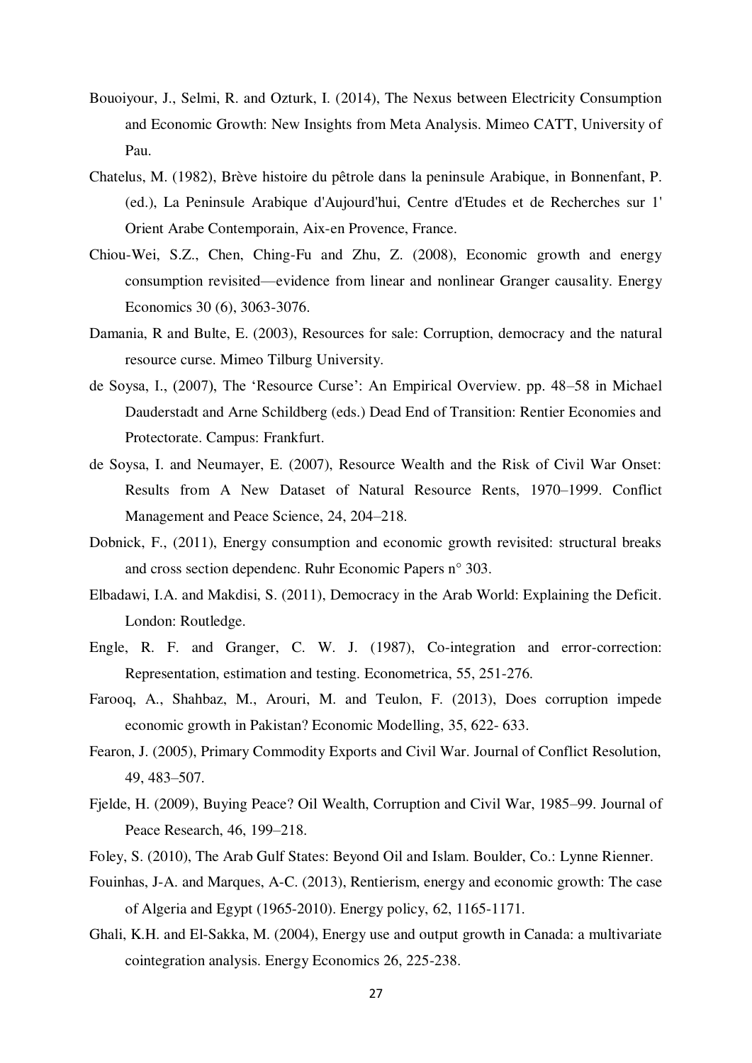Bouoiyour, J., Selmi, R. and Ozturk, I. (2014), The Nexus between Electricity Consumption and Economic Growth: New Insights from Meta Analysis. Mimeo CATT, University of Pau.

Chatelus, M. (1982), Brève histoire du pêtrole dans la peninsule Arabique, in Bonnenfant, P. (ed.), La Peninsule Arabique d'Aujourd'hui, Centre d'Etudes et de Recherches sur 1' Orient Arabe Contemporain, Aix-en Provence, France.

Chiou-Wei, S.Z., Chen, Ching-Fu and Zhu, Z. (2008), Economic growth and energy consumption revisited—evidence from linear and nonlinear Granger causality. Energy Economics 30 (6), 3063-3076.

Damania, R and Bulte, E. (2003), Resources for sale: Corruption, democracy and the natural resource curse. Mimeo Tilburg University.

de Soysa, I., (2007), The 'Resource Curse': An Empirical Overview. pp. 48–58 in Michael Dauderstadt and Arne Schildberg (eds.) Dead End of Transition: Rentier Economies and Protectorate. Campus: Frankfurt.

de Soysa, I. and Neumayer, E. (2007), Resource Wealth and the Risk of Civil War Onset: Results from A New Dataset of Natural Resource Rents, 1970–1999. Conflict Management and Peace Science, 24, 204–218.

Dobnick, F., (2011), Energy consumption and economic growth revisited: structural breaks and cross section dependenc. Ruhr Economic Papers n° 303.

Elbadawi, I.A. and Makdisi, S. (2011), Democracy in the Arab World: Explaining the Deficit. London: Routledge.

Engle, R. F. and Granger, C. W. J. (1987), Co-integration and error-correction: Representation, estimation and testing. Econometrica, 55, 251-276.

Farooq, A., Shahbaz, M., Arouri, M. and Teulon, F. (2013), Does corruption impede economic growth in Pakistan? Economic Modelling, 35, 622- 633.

Fearon, J. (2005), Primary Commodity Exports and Civil War. Journal of Conflict Resolution, 49, 483–507.

Fjelde, H. (2009), Buying Peace? Oil Wealth, Corruption and Civil War, 1985–99. Journal of Peace Research, 46, 199–218.

Foley, S. (2010), The Arab Gulf States: Beyond Oil and Islam. Boulder, Co.: Lynne Rienner.

Fouinhas, J-A. and Marques, A-C. (2013), Rentierism, energy and economic growth: The case of Algeria and Egypt (1965-2010). Energy policy, 62, 1165-1171.

Ghali, K.H. and El-Sakka, M. (2004), Energy use and output growth in Canada: a multivariate cointegration analysis. Energy Economics 26, 225-238.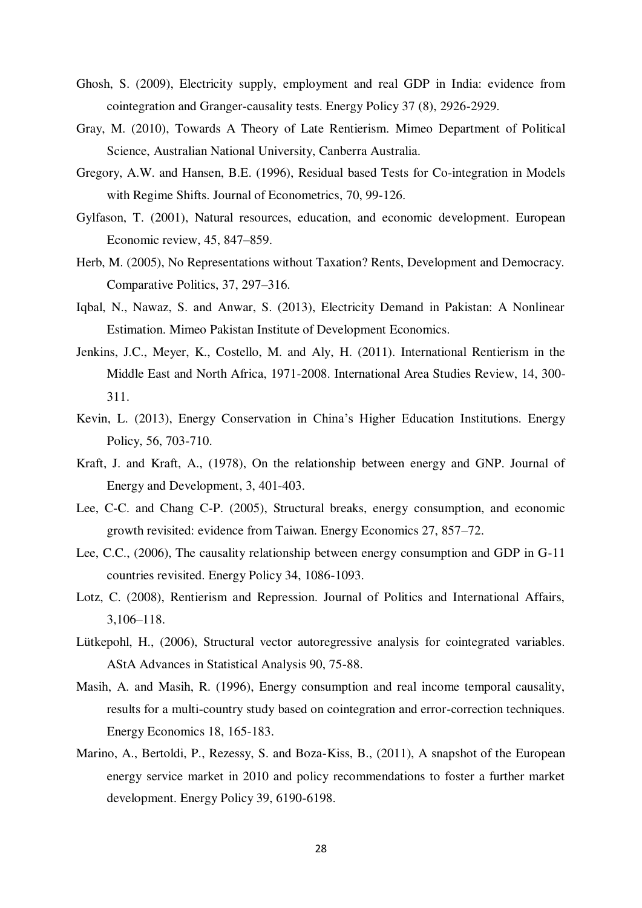Ghosh, S. (2009), Electricity supply, employment and real GDP in India: evidence from cointegration and Granger-causality tests. Energy Policy 37 (8), 2926-2929.

Gray, M. (2010), Towards A Theory of Late Rentierism. Mimeo Department of Political Science, Australian National University, Canberra Australia.

Gregory, A.W. and Hansen, B.E. (1996), Residual based Tests for Co-integration in Models with Regime Shifts. Journal of Econometrics, 70, 99-126.

Gylfason, T. (2001), Natural resources, education, and economic development. European Economic review, 45, 847–859.

Herb, M. (2005), No Representations without Taxation? Rents, Development and Democracy. Comparative Politics, 37, 297–316.

Iqbal, N., Nawaz, S. and Anwar, S. (2013), Electricity Demand in Pakistan: A Nonlinear Estimation. Mimeo Pakistan Institute of Development Economics.

Jenkins, J.C., Meyer, K., Costello, M. and Aly, H. (2011). International Rentierism in the Middle East and North Africa, 1971-2008. International Area Studies Review, 14, 300-311.

Kevin, L. (2013), Energy Conservation in China's Higher Education Institutions. Energy Policy, 56, 703-710.

Kraft, J. and Kraft, A., (1978), On the relationship between energy and GNP. Journal of Energy and Development, 3, 401-403.

Lee, C-C. and Chang C-P. (2005), Structural breaks, energy consumption, and economic growth revisited: evidence from Taiwan. Energy Economics 27, 857–72.

Lee, C.C., (2006), The causality relationship between energy consumption and GDP in G-11 countries revisited. Energy Policy 34, 1086-1093.

Lotz, C. (2008), Rentierism and Repression. Journal of Politics and International Affairs, 3,106–118.

Lütkepohl, H., (2006), Structural vector autoregressive analysis for cointegrated variables. AStA Advances in Statistical Analysis 90, 75-88.

Masih, A. and Masih, R. (1996), Energy consumption and real income temporal causality, results for a multi-country study based on cointegration and error-correction techniques. Energy Economics 18, 165-183.

Marino, A., Bertoldi, P., Rezessy, S. and Boza-Kiss, B., (2011), A snapshot of the European energy service market in 2010 and policy recommendations to foster a further market development. Energy Policy 39, 6190-6198.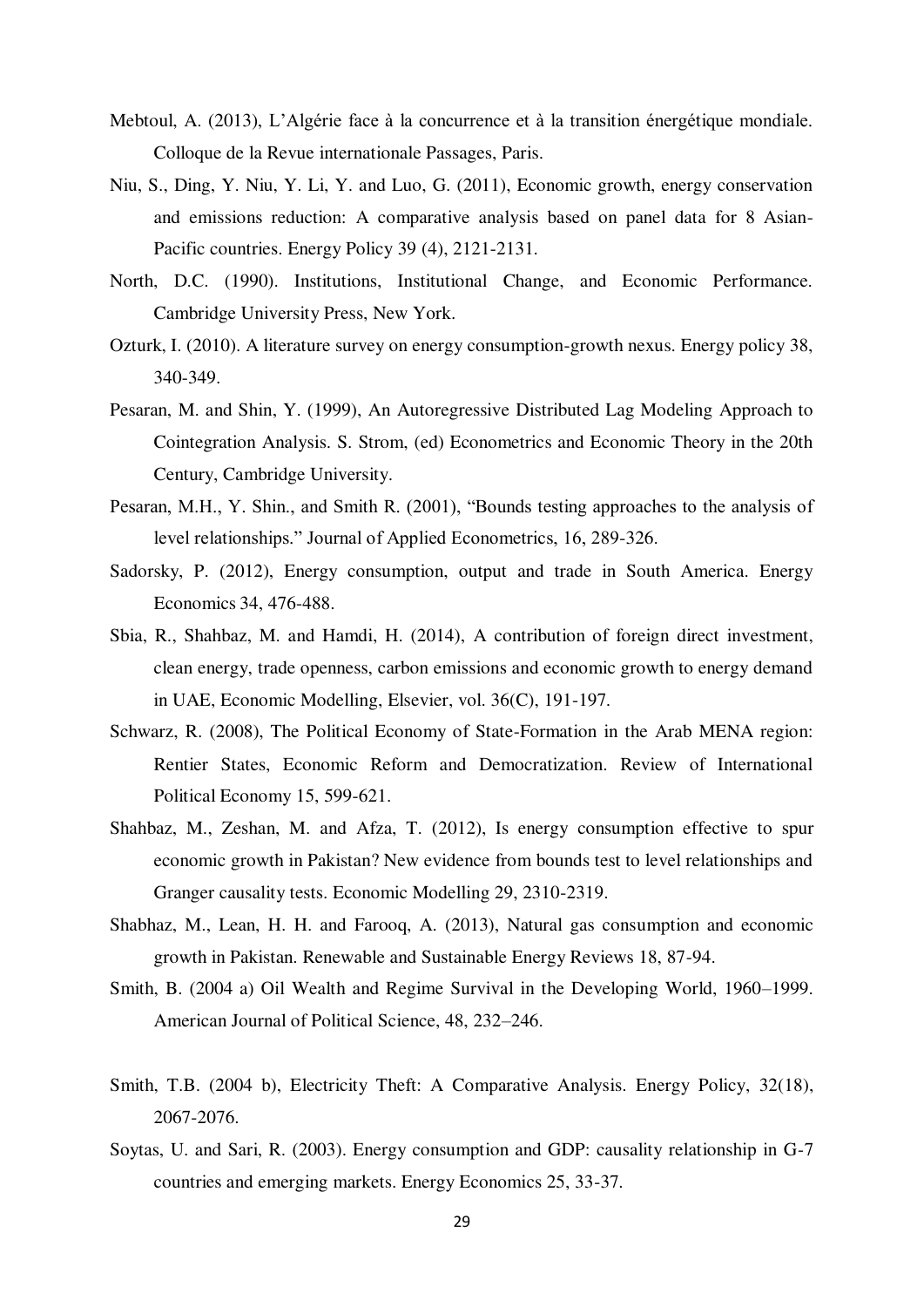Mebtoul, A. (2013), L'Algérie face à la concurrence et à la transition énergétique mondiale. Colloque de la Revue internationale Passages, Paris.

Niu, S., Ding, Y. Niu, Y. Li, Y. and Luo, G. (2011), Economic growth, energy conservation and emissions reduction: A comparative analysis based on panel data for 8 Asian-Pacific countries. Energy Policy 39 (4), 2121-2131.

North, D.C. (1990). Institutions, Institutional Change, and Economic Performance. Cambridge University Press, New York.

Ozturk, I. (2010). A literature survey on energy consumption-growth nexus. Energy policy 38, 340-349.

Pesaran, M. and Shin, Y. (1999), An Autoregressive Distributed Lag Modeling Approach to Cointegration Analysis. S. Strom, (ed) Econometrics and Economic Theory in the 20th Century, Cambridge University.

Pesaran, M.H., Y. Shin., and Smith R. (2001), "Bounds testing approaches to the analysis of level relationships." Journal of Applied Econometrics, 16, 289-326.

Sadorsky, P. (2012), Energy consumption, output and trade in South America. Energy Economics 34, 476-488.

Sbia, R., Shahbaz, M. and Hamdi, H. (2014), A contribution of foreign direct investment, clean energy, trade openness, carbon emissions and economic growth to energy demand in UAE, Economic Modelling, Elsevier, vol. 36(C), 191-197.

Schwarz, R. (2008), The Political Economy of State-Formation in the Arab MENA region: Rentier States, Economic Reform and Democratization. Review of International Political Economy 15, 599-621.

Shahbaz, M., Zeshan, M. and Afza, T. (2012), Is energy consumption effective to spur economic growth in Pakistan? New evidence from bounds test to level relationships and Granger causality tests. Economic Modelling 29, 2310-2319.

Shabhaz, M., Lean, H. H. and Farooq, A. (2013), Natural gas consumption and economic growth in Pakistan. Renewable and Sustainable Energy Reviews 18, 87-94.

Smith, B. (2004 a) Oil Wealth and Regime Survival in the Developing World, 1960–1999. American Journal of Political Science, 48, 232–246.

Smith, T.B. (2004 b), Electricity Theft: A Comparative Analysis. Energy Policy, 32(18), 2067-2076.

Soytas, U. and Sari, R. (2003). Energy consumption and GDP: causality relationship in G-7 countries and emerging markets. Energy Economics 25, 33-37.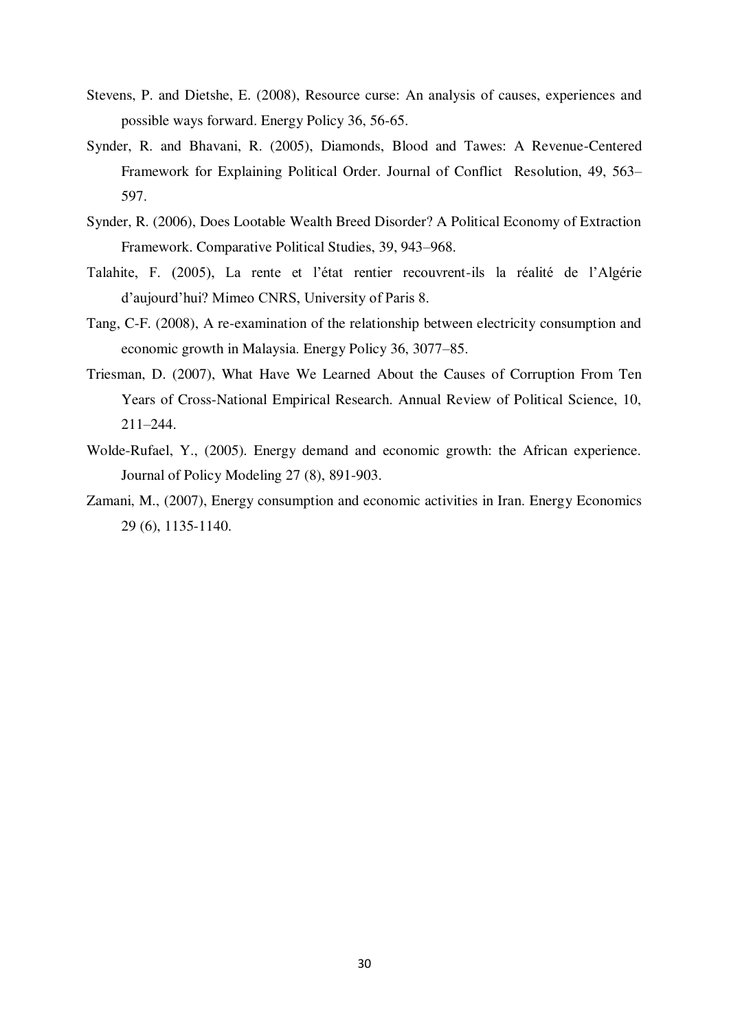Stevens, P. and Dietshe, E. (2008), Resource curse: An analysis of causes, experiences and possible ways forward. Energy Policy 36, 56-65.

Synder, R. and Bhavani, R. (2005), Diamonds, Blood and Tawes: A Revenue-Centered Framework for Explaining Political Order. Journal of Conflict Resolution, 49, 563–597.

Synder, R. (2006), Does Lootable Wealth Breed Disorder? A Political Economy of Extraction Framework. Comparative Political Studies, 39, 943–968.

Talahite, F. (2005), La rente et l'état rentier recouvrent-ils la réalité de l'Algérie d'aujourd'hui? Mimeo CNRS, University of Paris 8.

Tang, C-F. (2008), A re-examination of the relationship between electricity consumption and economic growth in Malaysia. Energy Policy 36, 3077–85.

Triesman, D. (2007), What Have We Learned About the Causes of Corruption From Ten Years of Cross-National Empirical Research. Annual Review of Political Science, 10, 211–244.

Wolde-Rufael, Y., (2005). Energy demand and economic growth: the African experience. Journal of Policy Modeling 27 (8), 891-903.

Zamani, M., (2007), Energy consumption and economic activities in Iran. Energy Economics 29 (6), 1135-1140.